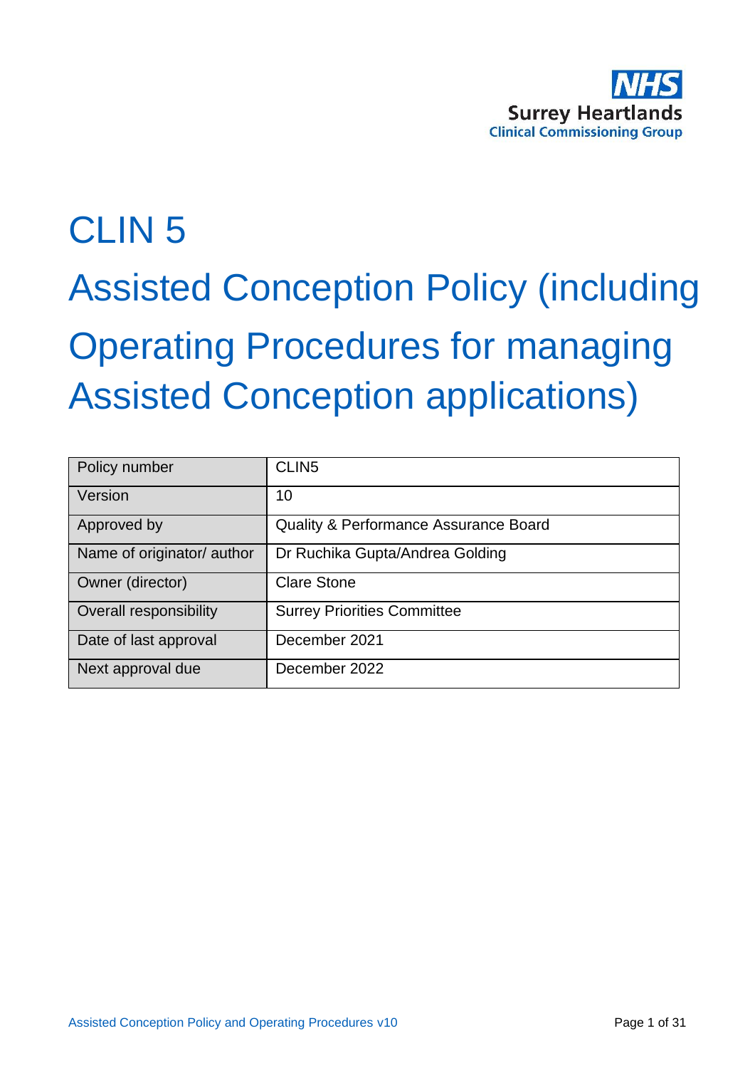NHS
Surrey Heartlands
Clinical Commissioning Group

# CLIN 5

# Assisted Conception Policy (including Operating Procedures for managing Assisted Conception applications)

| Policy number | CLIN5 |
|---|---|
| Version | 10 |
| Approved by | Quality & Performance Assurance Board |
| Name of originator/ author | Dr Ruchika Gupta/Andrea Golding |
| Owner (director) | Clare Stone |
| Overall responsibility | Surrey Priorities Committee |
| Date of last approval | December 2021 |
| Next approval due | December 2022 |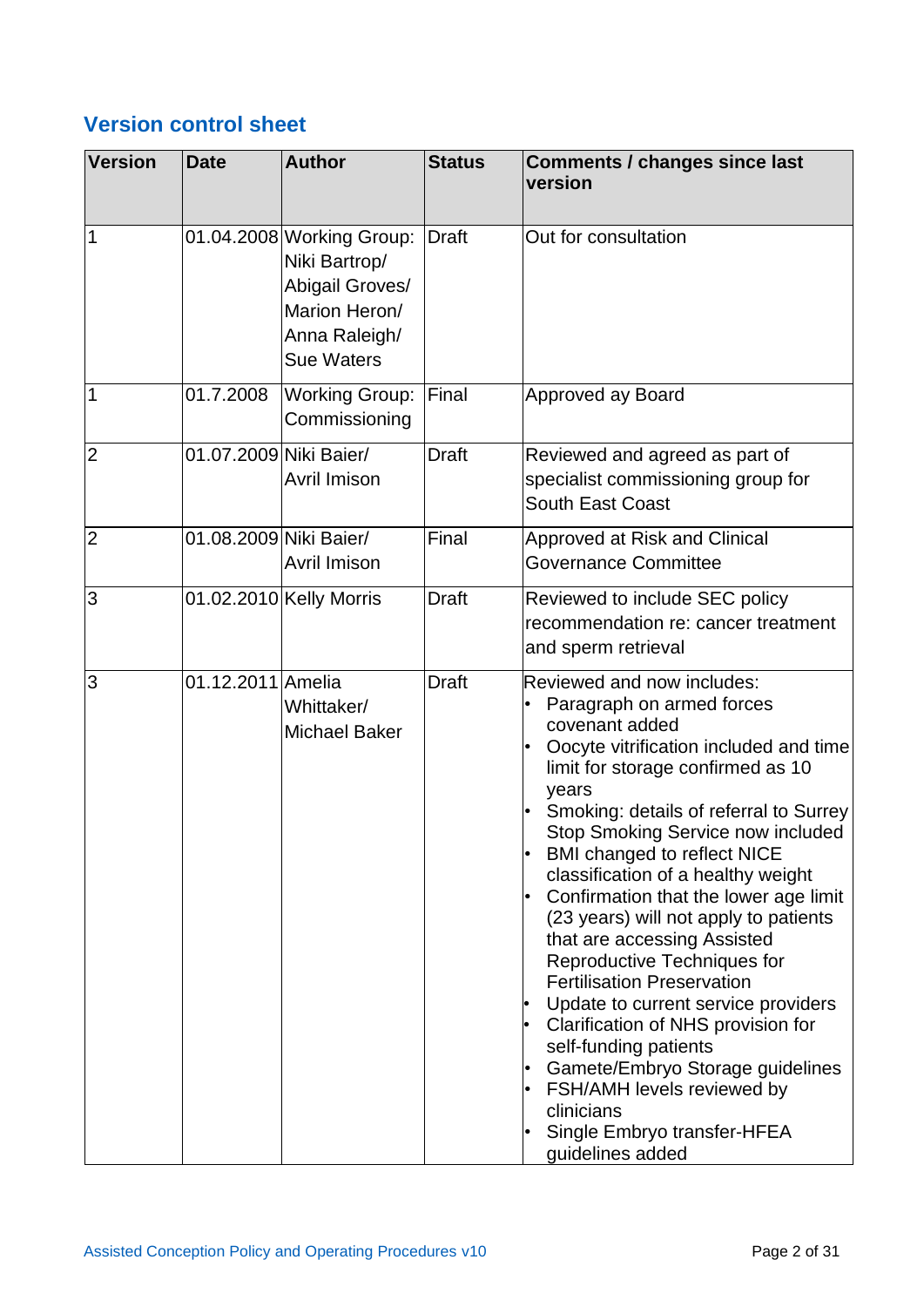## Version control sheet

| Version | Date | Author | Status | Comments / changes since last version |
|---|---|---|---|---|
| 1 | 01.04.2008 | Working Group: Niki Bartrop/ Abigail Groves/ Marion Heron/ Anna Raleigh/ Sue Waters | Draft | Out for consultation |
| 1 | 01.7.2008 | Working Group: Commissioning | Final | Approved ay Board |
| 2 | 01.07.2009 | Niki Baier/ Avril Imison | Draft | Reviewed and agreed as part of specialist commissioning group for South East Coast |
| 2 | 01.08.2009 | Niki Baier/ Avril Imison | Final | Approved at Risk and Clinical Governance Committee |
| 3 | 01.02.2010 | Kelly Morris | Draft | Reviewed to include SEC policy recommendation re: cancer treatment and sperm retrieval |
| 3 | 01.12.2011 | Amelia Whittaker/ Michael Baker | Draft | Reviewed and now includes:<br>• Paragraph on armed forces covenant added<br>• Oocyte vitrification included and time limit for storage confirmed as 10 years<br>• Smoking: details of referral to Surrey Stop Smoking Service now included<br>• BMI changed to reflect NICE classification of a healthy weight<br>• Confirmation that the lower age limit (23 years) will not apply to patients that are accessing Assisted Reproductive Techniques for Fertilisation Preservation<br>• Update to current service providers<br>• Clarification of NHS provision for self-funding patients<br>• Gamete/Embryo Storage guidelines<br>• FSH/AMH levels reviewed by clinicians<br>• Single Embryo transfer-HFEA guidelines added |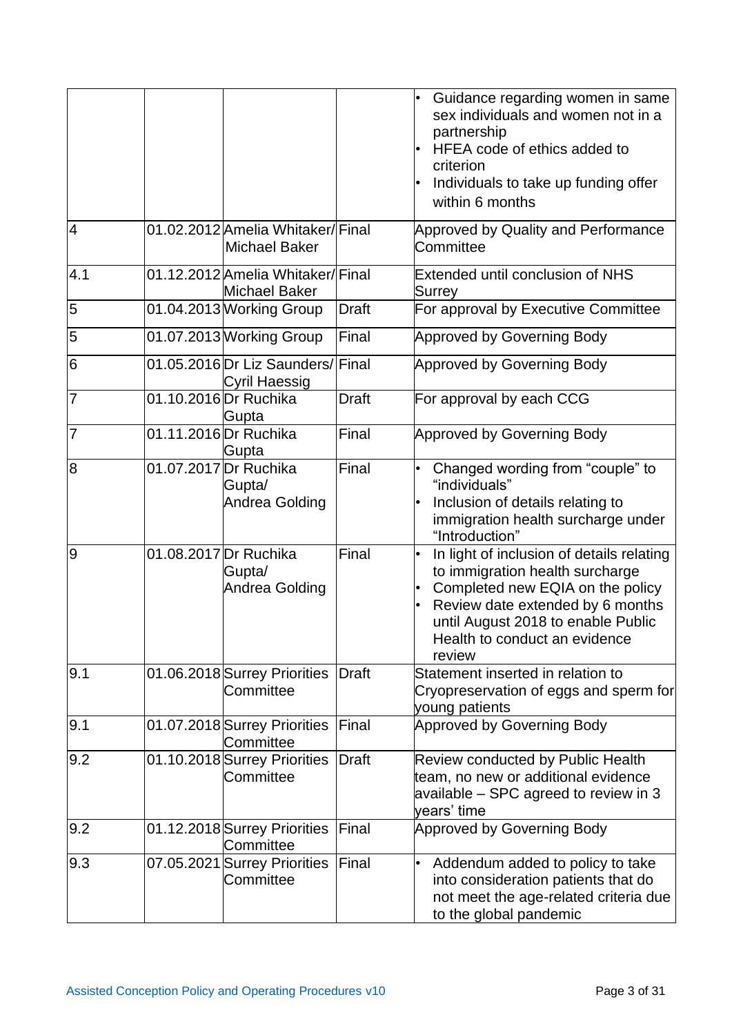| | | | | • Guidance regarding women in same sex individuals and women not in a partnership<br>• HFEA code of ethics added to criterion<br>• Individuals to take up funding offer within 6 months |
|---|---|---|---|---|
| 4 | 01.02.2012 | Amelia Whitaker/ Michael Baker | Final | Approved by Quality and Performance Committee |
| 4.1 | 01.12.2012 | Amelia Whitaker/ Michael Baker | Final | Extended until conclusion of NHS Surrey |
| 5 | 01.04.2013 | Working Group | Draft | For approval by Executive Committee |
| 5 | 01.07.2013 | Working Group | Final | Approved by Governing Body |
| 6 | 01.05.2016 | Dr Liz Saunders/ Cyril Haessig | Final | Approved by Governing Body |
| 7 | 01.10.2016 | Dr Ruchika Gupta | Draft | For approval by each CCG |
| 7 | 01.11.2016 | Dr Ruchika Gupta | Final | Approved by Governing Body |
| 8 | 01.07.2017 | Dr Ruchika Gupta/ Andrea Golding | Final | • Changed wording from "couple" to "individuals"<br>• Inclusion of details relating to immigration health surcharge under "Introduction" |
| 9 | 01.08.2017 | Dr Ruchika Gupta/ Andrea Golding | Final | • In light of inclusion of details relating to immigration health surcharge<br>• Completed new EQIA on the policy<br>• Review date extended by 6 months until August 2018 to enable Public Health to conduct an evidence review |
| 9.1 | 01.06.2018 | Surrey Priorities Committee | Draft | Statement inserted in relation to Cryopreservation of eggs and sperm for young patients |
| 9.1 | 01.07.2018 | Surrey Priorities Committee | Final | Approved by Governing Body |
| 9.2 | 01.10.2018 | Surrey Priorities Committee | Draft | Review conducted by Public Health team, no new or additional evidence available – SPC agreed to review in 3 years' time |
| 9.2 | 01.12.2018 | Surrey Priorities Committee | Final | Approved by Governing Body |
| 9.3 | 07.05.2021 | Surrey Priorities Committee | Final | • Addendum added to policy to take into consideration patients that do not meet the age-related criteria due to the global pandemic |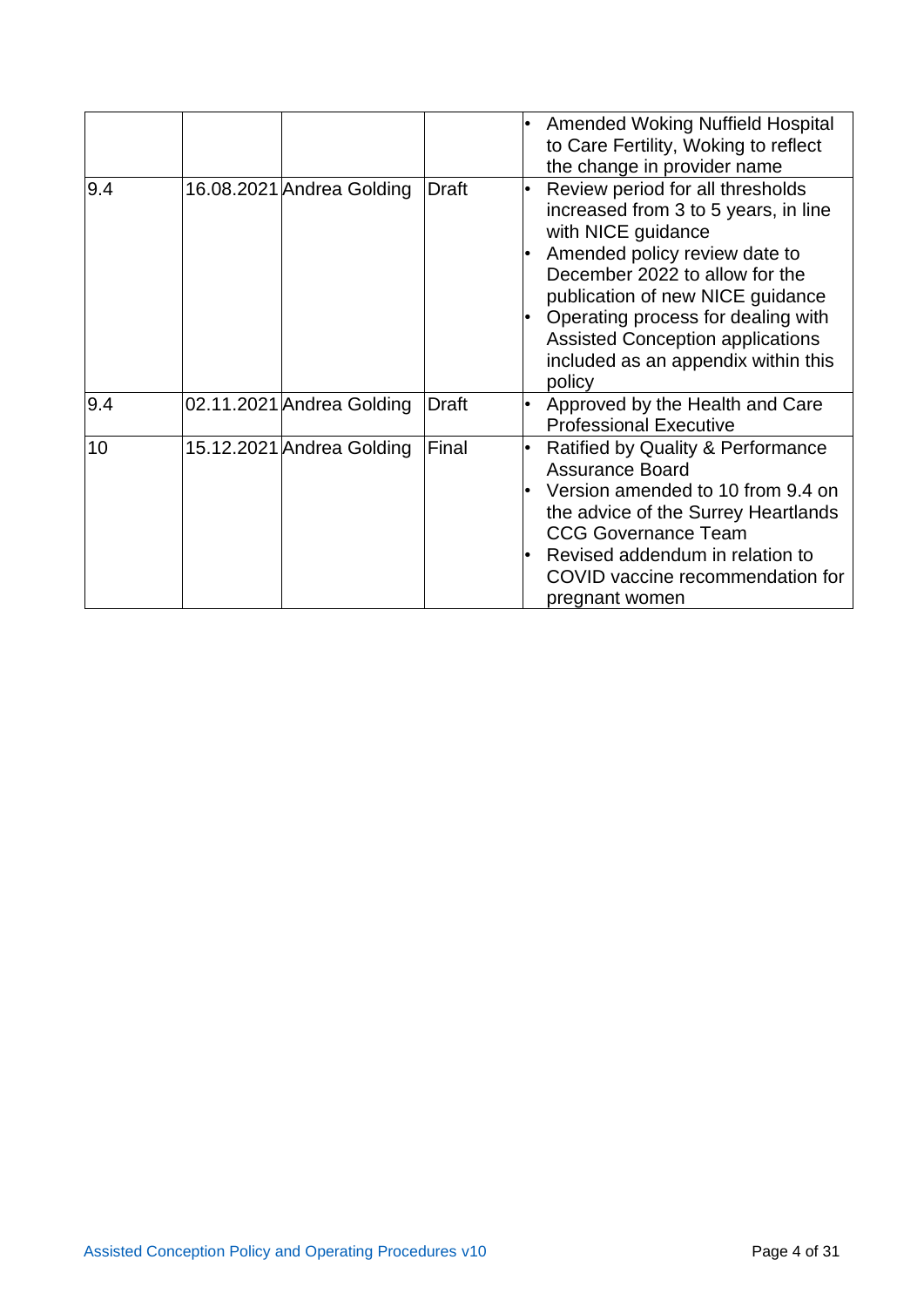| | | | | |
|---|---|---|---|---|
| | | | | • Amended Woking Nuffield Hospital to Care Fertility, Woking to reflect the change in provider name |
| 9.4 | 16.08.2021 | Andrea Golding | Draft | • Review period for all thresholds increased from 3 to 5 years, in line with NICE guidance<br>• Amended policy review date to December 2022 to allow for the publication of new NICE guidance<br>• Operating process for dealing with Assisted Conception applications included as an appendix within this policy |
| 9.4 | 02.11.2021 | Andrea Golding | Draft | • Approved by the Health and Care Professional Executive |
| 10 | 15.12.2021 | Andrea Golding | Final | • Ratified by Quality & Performance Assurance Board<br>• Version amended to 10 from 9.4 on the advice of the Surrey Heartlands CCG Governance Team<br>• Revised addendum in relation to COVID vaccine recommendation for pregnant women |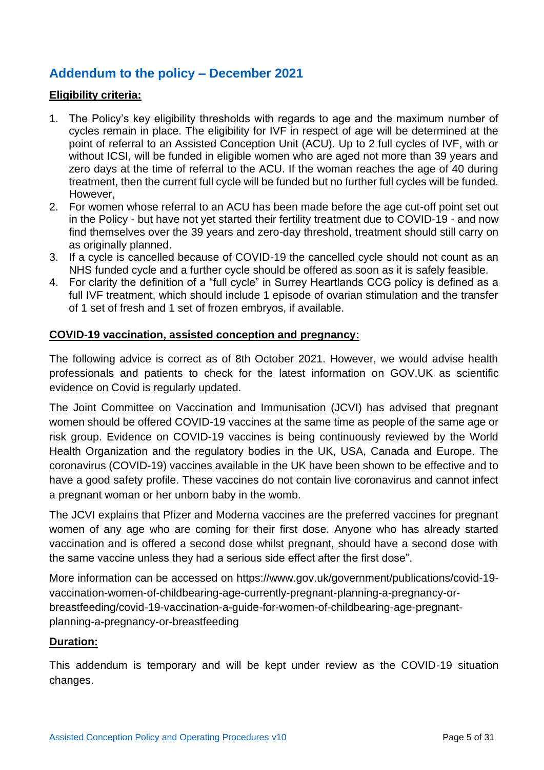## Addendum to the policy – December 2021

**Eligibility criteria:**

1. The Policy's key eligibility thresholds with regards to age and the maximum number of cycles remain in place. The eligibility for IVF in respect of age will be determined at the point of referral to an Assisted Conception Unit (ACU). Up to 2 full cycles of IVF, with or without ICSI, will be funded in eligible women who are aged not more than 39 years and zero days at the time of referral to the ACU. If the woman reaches the age of 40 during treatment, then the current full cycle will be funded but no further full cycles will be funded. However,
2. For women whose referral to an ACU has been made before the age cut-off point set out in the Policy - but have not yet started their fertility treatment due to COVID-19 - and now find themselves over the 39 years and zero-day threshold, treatment should still carry on as originally planned.
3. If a cycle is cancelled because of COVID-19 the cancelled cycle should not count as an NHS funded cycle and a further cycle should be offered as soon as it is safely feasible.
4. For clarity the definition of a "full cycle" in Surrey Heartlands CCG policy is defined as a full IVF treatment, which should include 1 episode of ovarian stimulation and the transfer of 1 set of fresh and 1 set of frozen embryos, if available.

**COVID-19 vaccination, assisted conception and pregnancy:**

The following advice is correct as of 8th October 2021. However, we would advise health professionals and patients to check for the latest information on GOV.UK as scientific evidence on Covid is regularly updated.

The Joint Committee on Vaccination and Immunisation (JCVI) has advised that pregnant women should be offered COVID-19 vaccines at the same time as people of the same age or risk group. Evidence on COVID-19 vaccines is being continuously reviewed by the World Health Organization and the regulatory bodies in the UK, USA, Canada and Europe. The coronavirus (COVID-19) vaccines available in the UK have been shown to be effective and to have a good safety profile. These vaccines do not contain live coronavirus and cannot infect a pregnant woman or her unborn baby in the womb.

The JCVI explains that Pfizer and Moderna vaccines are the preferred vaccines for pregnant women of any age who are coming for their first dose. Anyone who has already started vaccination and is offered a second dose whilst pregnant, should have a second dose with the same vaccine unless they had a serious side effect after the first dose".

More information can be accessed on https://www.gov.uk/government/publications/covid-19-vaccination-women-of-childbearing-age-currently-pregnant-planning-a-pregnancy-or-breastfeeding/covid-19-vaccination-a-guide-for-women-of-childbearing-age-pregnant-planning-a-pregnancy-or-breastfeeding

**Duration:**

This addendum is temporary and will be kept under review as the COVID-19 situation changes.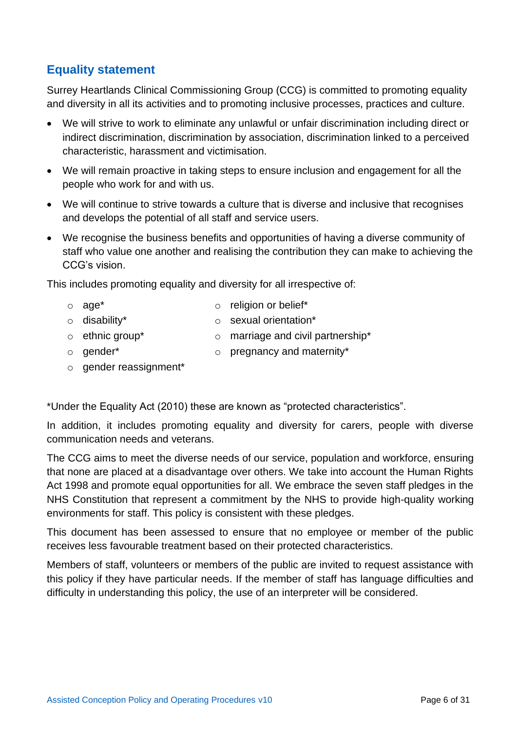## Equality statement

Surrey Heartlands Clinical Commissioning Group (CCG) is committed to promoting equality and diversity in all its activities and to promoting inclusive processes, practices and culture.

- We will strive to work to eliminate any unlawful or unfair discrimination including direct or indirect discrimination, discrimination by association, discrimination linked to a perceived characteristic, harassment and victimisation.
- We will remain proactive in taking steps to ensure inclusion and engagement for all the people who work for and with us.
- We will continue to strive towards a culture that is diverse and inclusive that recognises and develops the potential of all staff and service users.
- We recognise the business benefits and opportunities of having a diverse community of staff who value one another and realising the contribution they can make to achieving the CCG's vision.

This includes promoting equality and diversity for all irrespective of:

- age*
- disability*
- ethnic group*
- gender*
- gender reassignment*
- religion or belief*
- sexual orientation*
- marriage and civil partnership*
- pregnancy and maternity*

*Under the Equality Act (2010) these are known as "protected characteristics".

In addition, it includes promoting equality and diversity for carers, people with diverse communication needs and veterans.

The CCG aims to meet the diverse needs of our service, population and workforce, ensuring that none are placed at a disadvantage over others. We take into account the Human Rights Act 1998 and promote equal opportunities for all. We embrace the seven staff pledges in the NHS Constitution that represent a commitment by the NHS to provide high-quality working environments for staff. This policy is consistent with these pledges.

This document has been assessed to ensure that no employee or member of the public receives less favourable treatment based on their protected characteristics.

Members of staff, volunteers or members of the public are invited to request assistance with this policy if they have particular needs. If the member of staff has language difficulties and difficulty in understanding this policy, the use of an interpreter will be considered.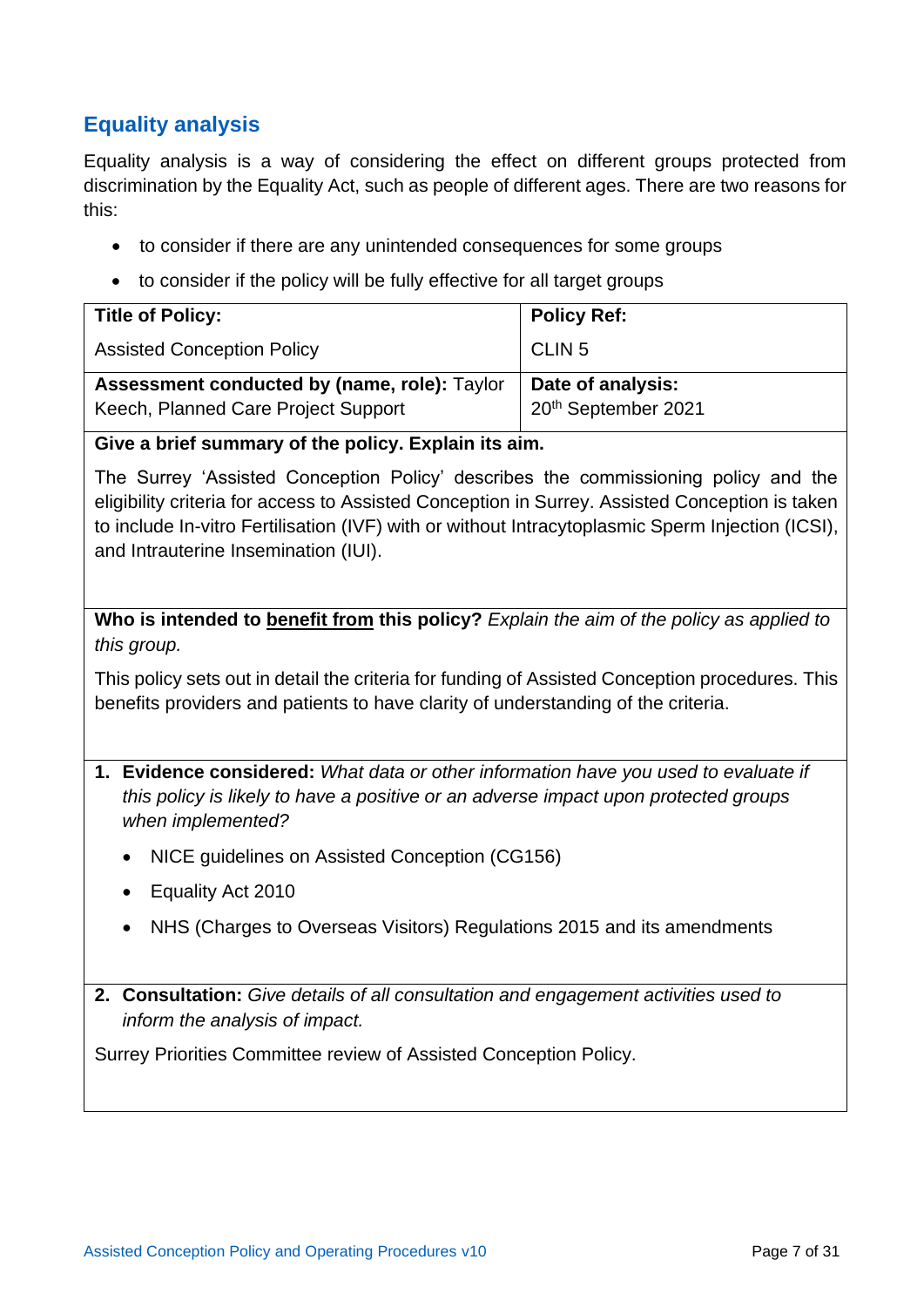## Equality analysis

Equality analysis is a way of considering the effect on different groups protected from discrimination by the Equality Act, such as people of different ages. There are two reasons for this:

- to consider if there are any unintended consequences for some groups
- to consider if the policy will be fully effective for all target groups

| **Title of Policy:** Assisted Conception Policy | **Policy Ref:** CLIN 5 |
|---|---|
| **Assessment conducted by (name, role):** Taylor Keech, Planned Care Project Support | **Date of analysis:** 20th September 2021 |

**Give a brief summary of the policy. Explain its aim.**

The Surrey 'Assisted Conception Policy' describes the commissioning policy and the eligibility criteria for access to Assisted Conception in Surrey. Assisted Conception is taken to include In-vitro Fertilisation (IVF) with or without Intracytoplasmic Sperm Injection (ICSI), and Intrauterine Insemination (IUI).

**Who is intended to benefit from this policy?** *Explain the aim of the policy as applied to this group.*

This policy sets out in detail the criteria for funding of Assisted Conception procedures. This benefits providers and patients to have clarity of understanding of the criteria.

1. **Evidence considered:** *What data or other information have you used to evaluate if this policy is likely to have a positive or an adverse impact upon protected groups when implemented?*
   - NICE guidelines on Assisted Conception (CG156)
   - Equality Act 2010
   - NHS (Charges to Overseas Visitors) Regulations 2015 and its amendments

2. **Consultation:** *Give details of all consultation and engagement activities used to inform the analysis of impact.*

Surrey Priorities Committee review of Assisted Conception Policy.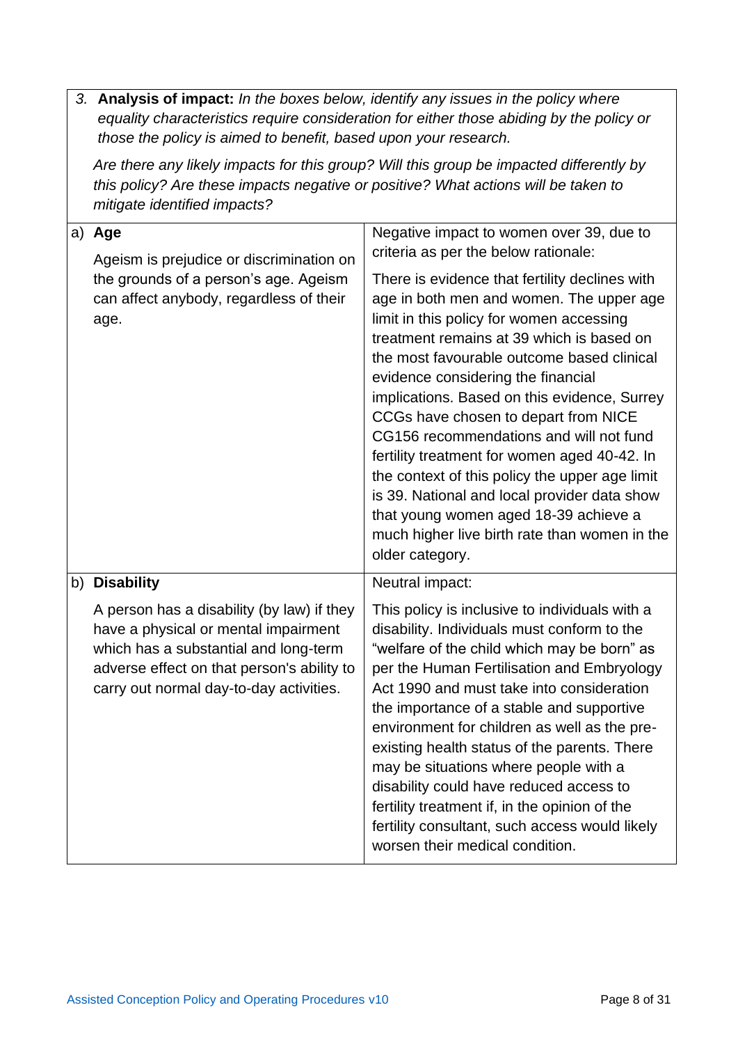3. **Analysis of impact:** *In the boxes below, identify any issues in the policy where equality characteristics require consideration for either those abiding by the policy or those the policy is aimed to benefit, based upon your research.*

*Are there any likely impacts for this group? Will this group be impacted differently by this policy? Are these impacts negative or positive? What actions will be taken to mitigate identified impacts?*

| | |
|---|---|
| a) **Age**<br><br>Ageism is prejudice or discrimination on the grounds of a person's age. Ageism can affect anybody, regardless of their age. | Negative impact to women over 39, due to criteria as per the below rationale:<br><br>There is evidence that fertility declines with age in both men and women. The upper age limit in this policy for women accessing treatment remains at 39 which is based on the most favourable outcome based clinical evidence considering the financial implications. Based on this evidence, Surrey CCGs have chosen to depart from NICE CG156 recommendations and will not fund fertility treatment for women aged 40-42. In the context of this policy the upper age limit is 39. National and local provider data show that young women aged 18-39 achieve a much higher live birth rate than women in the older category. |
| b) **Disability**<br><br>A person has a disability (by law) if they have a physical or mental impairment which has a substantial and long-term adverse effect on that person's ability to carry out normal day-to-day activities. | Neutral impact:<br><br>This policy is inclusive to individuals with a disability. Individuals must conform to the "welfare of the child which may be born" as per the Human Fertilisation and Embryology Act 1990 and must take into consideration the importance of a stable and supportive environment for children as well as the pre-existing health status of the parents. There may be situations where people with a disability could have reduced access to fertility treatment if, in the opinion of the fertility consultant, such access would likely worsen their medical condition. |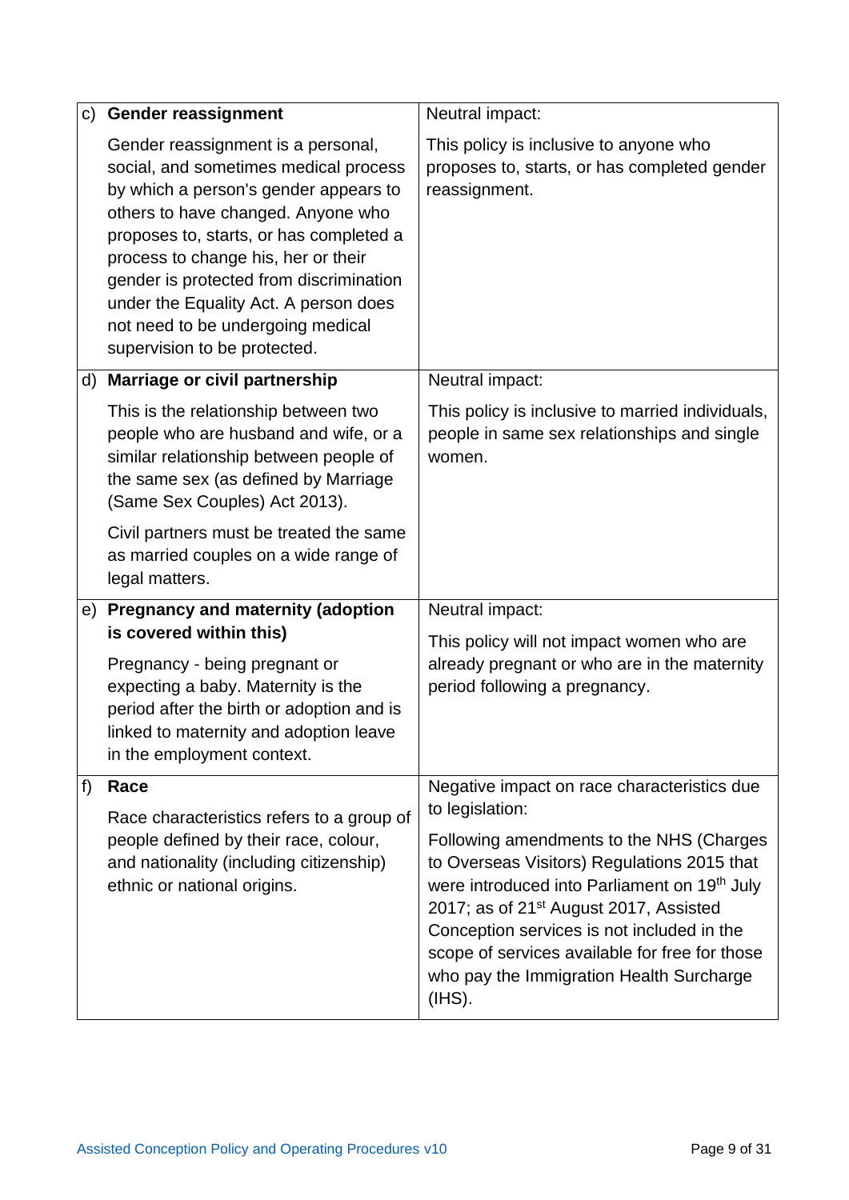| | Characteristic | Impact |
|---|---|---|
| c) | **Gender reassignment**<br><br>Gender reassignment is a personal, social, and sometimes medical process by which a person's gender appears to others to have changed. Anyone who proposes to, starts, or has completed a process to change his, her or their gender is protected from discrimination under the Equality Act. A person does not need to be undergoing medical supervision to be protected. | Neutral impact:<br><br>This policy is inclusive to anyone who proposes to, starts, or has completed gender reassignment. |
| d) | **Marriage or civil partnership**<br><br>This is the relationship between two people who are husband and wife, or a similar relationship between people of the same sex (as defined by Marriage (Same Sex Couples) Act 2013).<br><br>Civil partners must be treated the same as married couples on a wide range of legal matters. | Neutral impact:<br><br>This policy is inclusive to married individuals, people in same sex relationships and single women. |
| e) | **Pregnancy and maternity (adoption is covered within this)**<br><br>Pregnancy - being pregnant or expecting a baby. Maternity is the period after the birth or adoption and is linked to maternity and adoption leave in the employment context. | Neutral impact:<br><br>This policy will not impact women who are already pregnant or who are in the maternity period following a pregnancy. |
| f) | **Race**<br><br>Race characteristics refers to a group of people defined by their race, colour, and nationality (including citizenship) ethnic or national origins. | Negative impact on race characteristics due to legislation:<br><br>Following amendments to the NHS (Charges to Overseas Visitors) Regulations 2015 that were introduced into Parliament on 19th July 2017; as of 21st August 2017, Assisted Conception services is not included in the scope of services available for free for those who pay the Immigration Health Surcharge (IHS). |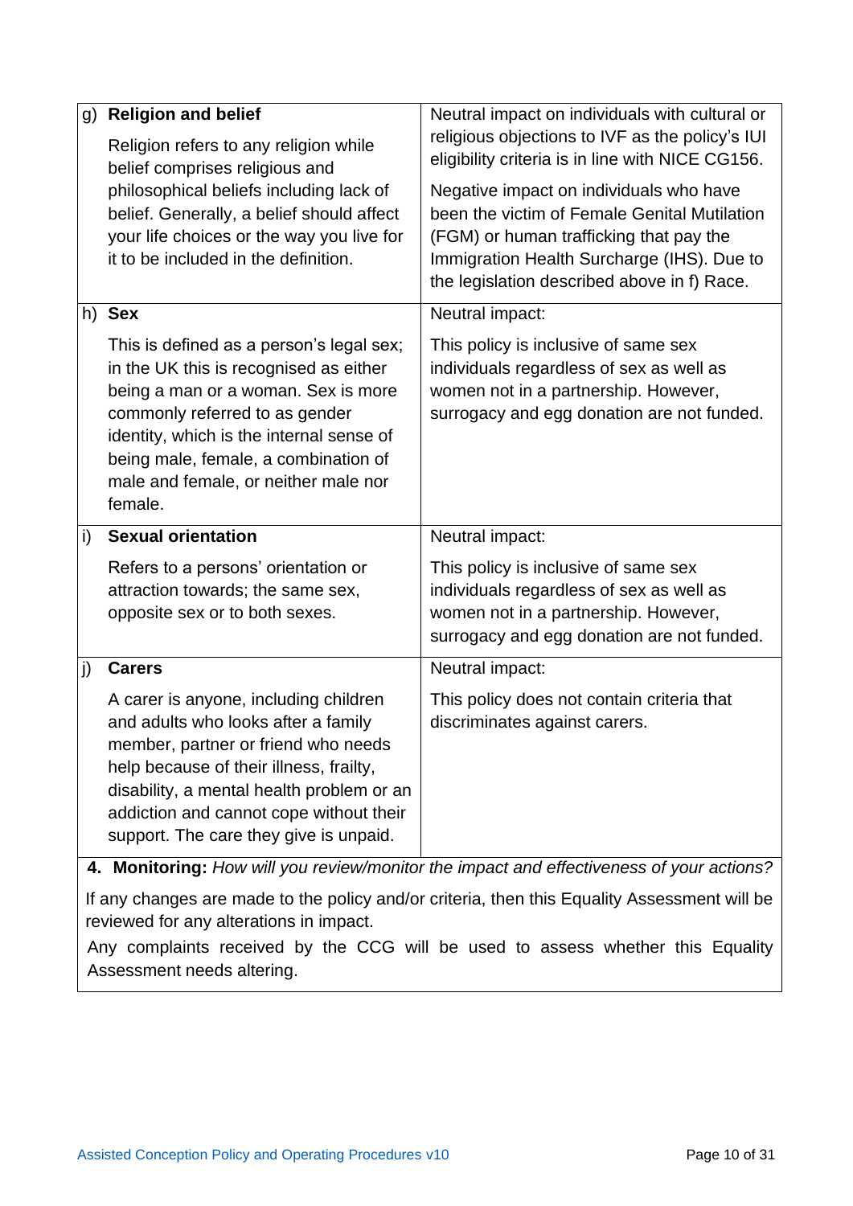| | | |
|---|---|---|
| g) | **Religion and belief**<br><br>Religion refers to any religion while belief comprises religious and philosophical beliefs including lack of belief. Generally, a belief should affect your life choices or the way you live for it to be included in the definition. | Neutral impact on individuals with cultural or religious objections to IVF as the policy's IUI eligibility criteria is in line with NICE CG156.<br><br>Negative impact on individuals who have been the victim of Female Genital Mutilation (FGM) or human trafficking that pay the Immigration Health Surcharge (IHS). Due to the legislation described above in f) Race. |
| h) | **Sex**<br><br>This is defined as a person's legal sex; in the UK this is recognised as either being a man or a woman. Sex is more commonly referred to as gender identity, which is the internal sense of being male, female, a combination of male and female, or neither male nor female. | Neutral impact:<br><br>This policy is inclusive of same sex individuals regardless of sex as well as women not in a partnership. However, surrogacy and egg donation are not funded. |
| i) | **Sexual orientation**<br><br>Refers to a persons' orientation or attraction towards; the same sex, opposite sex or to both sexes. | Neutral impact:<br><br>This policy is inclusive of same sex individuals regardless of sex as well as women not in a partnership. However, surrogacy and egg donation are not funded. |
| j) | **Carers**<br><br>A carer is anyone, including children and adults who looks after a family member, partner or friend who needs help because of their illness, frailty, disability, a mental health problem or an addiction and cannot cope without their support. The care they give is unpaid. | Neutral impact:<br><br>This policy does not contain criteria that discriminates against carers. |

**4. Monitoring:** *How will you review/monitor the impact and effectiveness of your actions?*

If any changes are made to the policy and/or criteria, then this Equality Assessment will be reviewed for any alterations in impact.

Any complaints received by the CCG will be used to assess whether this Equality Assessment needs altering.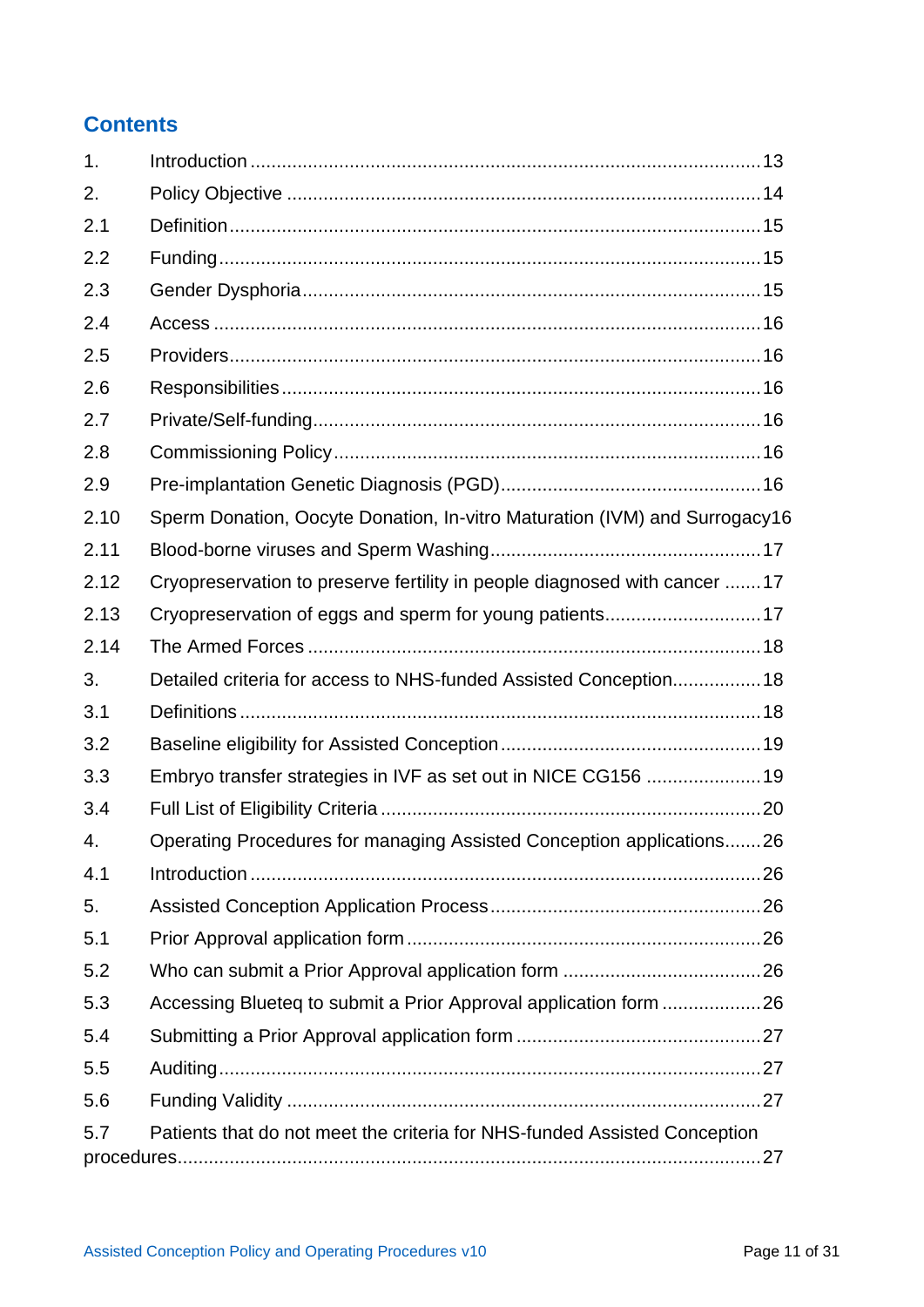## Contents

1. Introduction ....................................................................................... 13
2. Policy Objective ................................................................................. 14

2.1 Definition ............................................................................................ 15
2.2 Funding ............................................................................................... 15
2.3 Gender Dysphoria ............................................................................... 15
2.4 Access ................................................................................................ 16
2.5 Providers ............................................................................................. 16
2.6 Responsibilities ................................................................................... 16
2.7 Private/Self-funding ............................................................................. 16
2.8 Commissioning Policy .......................................................................... 16
2.9 Pre-implantation Genetic Diagnosis (PGD) ........................................... 16
2.10 Sperm Donation, Oocyte Donation, In-vitro Maturation (IVM) and Surrogacy 16
2.11 Blood-borne viruses and Sperm Washing ............................................ 17
2.12 Cryopreservation to preserve fertility in people diagnosed with cancer ....... 17
2.13 Cryopreservation of eggs and sperm for young patients .......................... 17
2.14 The Armed Forces ............................................................................... 18

3. Detailed criteria for access to NHS-funded Assisted Conception ................ 18

3.1 Definitions ........................................................................................... 18
3.2 Baseline eligibility for Assisted Conception ............................................ 19
3.3 Embryo transfer strategies in IVF as set out in NICE CG156 ..................... 19
3.4 Full List of Eligibility Criteria ................................................................. 20

4. Operating Procedures for managing Assisted Conception applications ....... 26

4.1 Introduction ......................................................................................... 26

5. Assisted Conception Application Process ................................................ 26

5.1 Prior Approval application form ............................................................ 26
5.2 Who can submit a Prior Approval application form .................................. 26
5.3 Accessing Blueteq to submit a Prior Approval application form .................. 26
5.4 Submitting a Prior Approval application form ......................................... 27
5.5 Auditing .............................................................................................. 27
5.6 Funding Validity .................................................................................. 27
5.7 Patients that do not meet the criteria for NHS-funded Assisted Conception procedures ............................................................................................ 27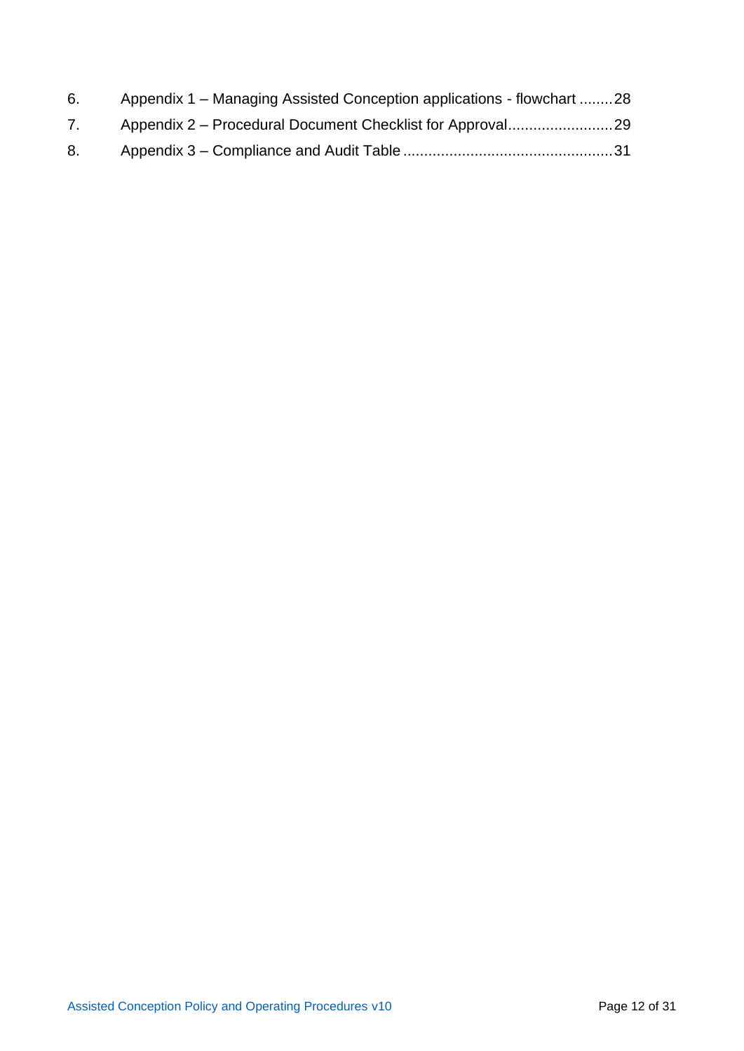6. Appendix 1 – Managing Assisted Conception applications - flowchart ........28
7. Appendix 2 – Procedural Document Checklist for Approval.........................29
8. Appendix 3 – Compliance and Audit Table ..................................................31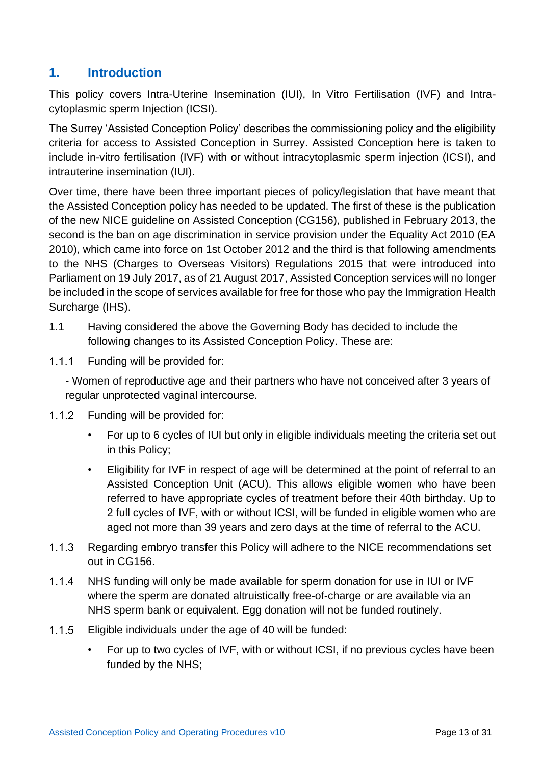## 1. Introduction

This policy covers Intra-Uterine Insemination (IUI), In Vitro Fertilisation (IVF) and Intra-cytoplasmic sperm Injection (ICSI).

The Surrey 'Assisted Conception Policy' describes the commissioning policy and the eligibility criteria for access to Assisted Conception in Surrey. Assisted Conception here is taken to include in-vitro fertilisation (IVF) with or without intracytoplasmic sperm injection (ICSI), and intrauterine insemination (IUI).

Over time, there have been three important pieces of policy/legislation that have meant that the Assisted Conception policy has needed to be updated. The first of these is the publication of the new NICE guideline on Assisted Conception (CG156), published in February 2013, the second is the ban on age discrimination in service provision under the Equality Act 2010 (EA 2010), which came into force on 1st October 2012 and the third is that following amendments to the NHS (Charges to Overseas Visitors) Regulations 2015 that were introduced into Parliament on 19 July 2017, as of 21 August 2017, Assisted Conception services will no longer be included in the scope of services available for free for those who pay the Immigration Health Surcharge (IHS).

1.1 Having considered the above the Governing Body has decided to include the following changes to its Assisted Conception Policy. These are:

1.1.1 Funding will be provided for:

- Women of reproductive age and their partners who have not conceived after 3 years of regular unprotected vaginal intercourse.

1.1.2 Funding will be provided for:

- For up to 6 cycles of IUI but only in eligible individuals meeting the criteria set out in this Policy;
- Eligibility for IVF in respect of age will be determined at the point of referral to an Assisted Conception Unit (ACU). This allows eligible women who have been referred to have appropriate cycles of treatment before their 40th birthday. Up to 2 full cycles of IVF, with or without ICSI, will be funded in eligible women who are aged not more than 39 years and zero days at the time of referral to the ACU.

1.1.3 Regarding embryo transfer this Policy will adhere to the NICE recommendations set out in CG156.

1.1.4 NHS funding will only be made available for sperm donation for use in IUI or IVF where the sperm are donated altruistically free-of-charge or are available via an NHS sperm bank or equivalent. Egg donation will not be funded routinely.

1.1.5 Eligible individuals under the age of 40 will be funded:

- For up to two cycles of IVF, with or without ICSI, if no previous cycles have been funded by the NHS;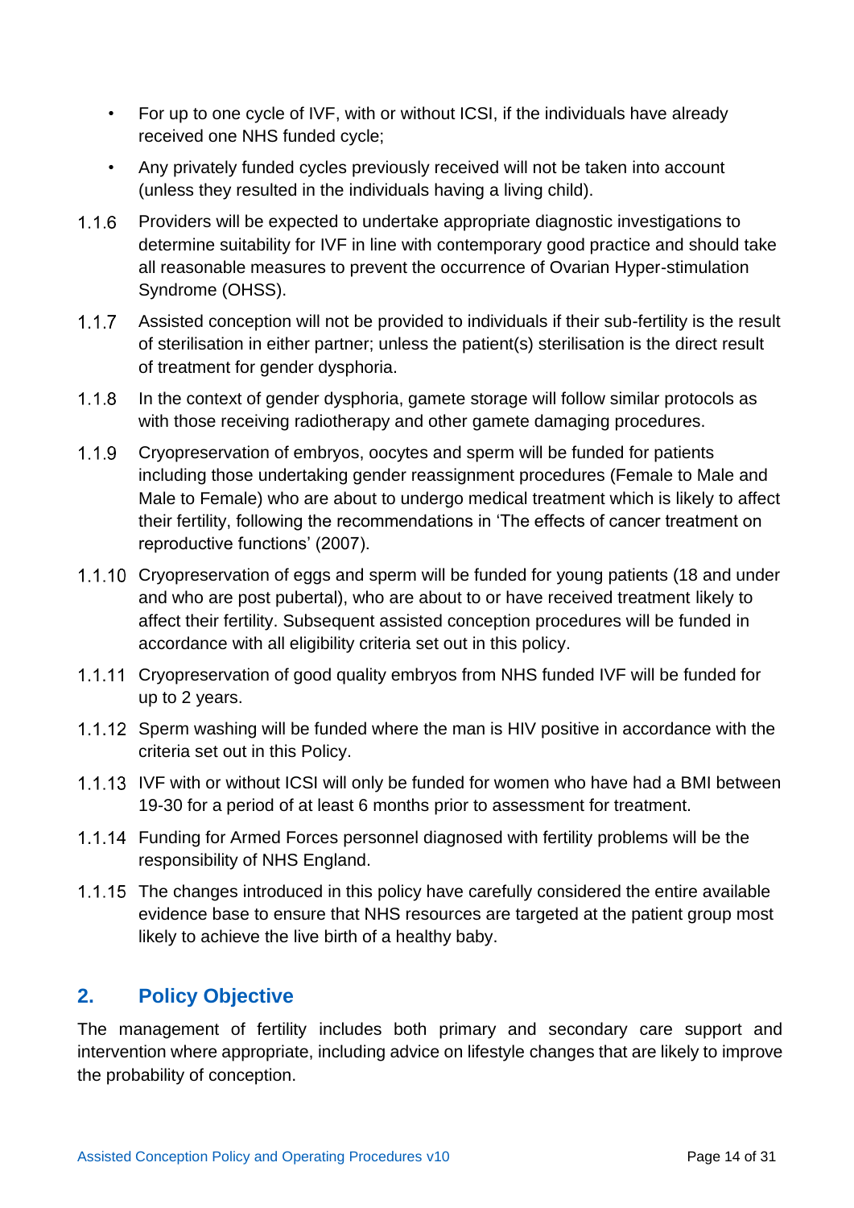- For up to one cycle of IVF, with or without ICSI, if the individuals have already received one NHS funded cycle;
- Any privately funded cycles previously received will not be taken into account (unless they resulted in the individuals having a living child).

1.1.6 Providers will be expected to undertake appropriate diagnostic investigations to determine suitability for IVF in line with contemporary good practice and should take all reasonable measures to prevent the occurrence of Ovarian Hyper-stimulation Syndrome (OHSS).

1.1.7 Assisted conception will not be provided to individuals if their sub-fertility is the result of sterilisation in either partner; unless the patient(s) sterilisation is the direct result of treatment for gender dysphoria.

1.1.8 In the context of gender dysphoria, gamete storage will follow similar protocols as with those receiving radiotherapy and other gamete damaging procedures.

1.1.9 Cryopreservation of embryos, oocytes and sperm will be funded for patients including those undertaking gender reassignment procedures (Female to Male and Male to Female) who are about to undergo medical treatment which is likely to affect their fertility, following the recommendations in 'The effects of cancer treatment on reproductive functions' (2007).

1.1.10 Cryopreservation of eggs and sperm will be funded for young patients (18 and under and who are post pubertal), who are about to or have received treatment likely to affect their fertility. Subsequent assisted conception procedures will be funded in accordance with all eligibility criteria set out in this policy.

1.1.11 Cryopreservation of good quality embryos from NHS funded IVF will be funded for up to 2 years.

1.1.12 Sperm washing will be funded where the man is HIV positive in accordance with the criteria set out in this Policy.

1.1.13 IVF with or without ICSI will only be funded for women who have had a BMI between 19-30 for a period of at least 6 months prior to assessment for treatment.

1.1.14 Funding for Armed Forces personnel diagnosed with fertility problems will be the responsibility of NHS England.

1.1.15 The changes introduced in this policy have carefully considered the entire available evidence base to ensure that NHS resources are targeted at the patient group most likely to achieve the live birth of a healthy baby.

## 2. Policy Objective

The management of fertility includes both primary and secondary care support and intervention where appropriate, including advice on lifestyle changes that are likely to improve the probability of conception.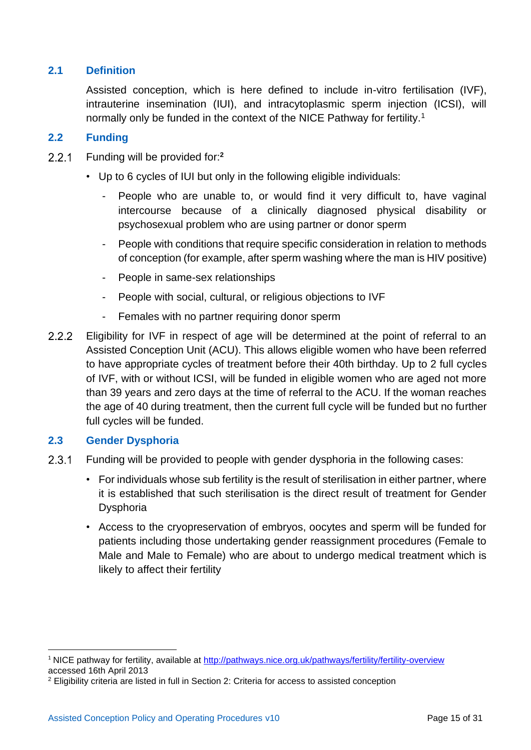## 2.1 Definition

Assisted conception, which is here defined to include in-vitro fertilisation (IVF), intrauterine insemination (IUI), and intracytoplasmic sperm injection (ICSI), will normally only be funded in the context of the NICE Pathway for fertility.[1]

## 2.2 Funding

2.2.1 Funding will be provided for:[2]

- Up to 6 cycles of IUI but only in the following eligible individuals:
  - People who are unable to, or would find it very difficult to, have vaginal intercourse because of a clinically diagnosed physical disability or psychosexual problem who are using partner or donor sperm
  - People with conditions that require specific consideration in relation to methods of conception (for example, after sperm washing where the man is HIV positive)
  - People in same-sex relationships
  - People with social, cultural, or religious objections to IVF
  - Females with no partner requiring donor sperm

2.2.2 Eligibility for IVF in respect of age will be determined at the point of referral to an Assisted Conception Unit (ACU). This allows eligible women who have been referred to have appropriate cycles of treatment before their 40th birthday. Up to 2 full cycles of IVF, with or without ICSI, will be funded in eligible women who are aged not more than 39 years and zero days at the time of referral to the ACU. If the woman reaches the age of 40 during treatment, then the current full cycle will be funded but no further full cycles will be funded.

## 2.3 Gender Dysphoria

2.3.1 Funding will be provided to people with gender dysphoria in the following cases:

- For individuals whose sub fertility is the result of sterilisation in either partner, where it is established that such sterilisation is the direct result of treatment for Gender Dysphoria
- Access to the cryopreservation of embryos, oocytes and sperm will be funded for patients including those undertaking gender reassignment procedures (Female to Male and Male to Female) who are about to undergo medical treatment which is likely to affect their fertility

---

[1] NICE pathway for fertility, available at http://pathways.nice.org.uk/pathways/fertility/fertility-overview accessed 16th April 2013

[2] Eligibility criteria are listed in full in Section 2: Criteria for access to assisted conception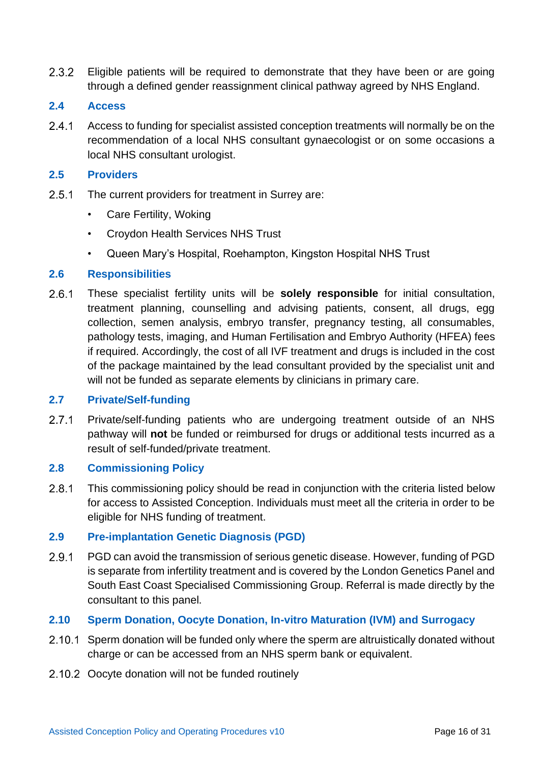2.3.2 Eligible patients will be required to demonstrate that they have been or are going through a defined gender reassignment clinical pathway agreed by NHS England.

## 2.4 Access

2.4.1 Access to funding for specialist assisted conception treatments will normally be on the recommendation of a local NHS consultant gynaecologist or on some occasions a local NHS consultant urologist.

## 2.5 Providers

2.5.1 The current providers for treatment in Surrey are:

- Care Fertility, Woking
- Croydon Health Services NHS Trust
- Queen Mary's Hospital, Roehampton, Kingston Hospital NHS Trust

## 2.6 Responsibilities

2.6.1 These specialist fertility units will be **solely responsible** for initial consultation, treatment planning, counselling and advising patients, consent, all drugs, egg collection, semen analysis, embryo transfer, pregnancy testing, all consumables, pathology tests, imaging, and Human Fertilisation and Embryo Authority (HFEA) fees if required. Accordingly, the cost of all IVF treatment and drugs is included in the cost of the package maintained by the lead consultant provided by the specialist unit and will not be funded as separate elements by clinicians in primary care.

## 2.7 Private/Self-funding

2.7.1 Private/self-funding patients who are undergoing treatment outside of an NHS pathway will **not** be funded or reimbursed for drugs or additional tests incurred as a result of self-funded/private treatment.

## 2.8 Commissioning Policy

2.8.1 This commissioning policy should be read in conjunction with the criteria listed below for access to Assisted Conception. Individuals must meet all the criteria in order to be eligible for NHS funding of treatment.

## 2.9 Pre-implantation Genetic Diagnosis (PGD)

2.9.1 PGD can avoid the transmission of serious genetic disease. However, funding of PGD is separate from infertility treatment and is covered by the London Genetics Panel and South East Coast Specialised Commissioning Group. Referral is made directly by the consultant to this panel.

## 2.10 Sperm Donation, Oocyte Donation, In-vitro Maturation (IVM) and Surrogacy

2.10.1 Sperm donation will be funded only where the sperm are altruistically donated without charge or can be accessed from an NHS sperm bank or equivalent.

2.10.2 Oocyte donation will not be funded routinely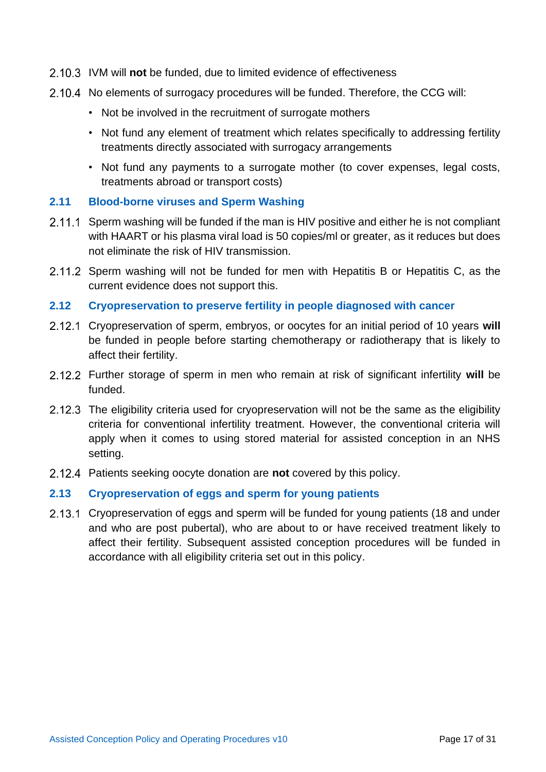2.10.3 IVM will **not** be funded, due to limited evidence of effectiveness

2.10.4 No elements of surrogacy procedures will be funded. Therefore, the CCG will:

- Not be involved in the recruitment of surrogate mothers
- Not fund any element of treatment which relates specifically to addressing fertility treatments directly associated with surrogacy arrangements
- Not fund any payments to a surrogate mother (to cover expenses, legal costs, treatments abroad or transport costs)

## 2.11 Blood-borne viruses and Sperm Washing

2.11.1 Sperm washing will be funded if the man is HIV positive and either he is not compliant with HAART or his plasma viral load is 50 copies/ml or greater, as it reduces but does not eliminate the risk of HIV transmission.

2.11.2 Sperm washing will not be funded for men with Hepatitis B or Hepatitis C, as the current evidence does not support this.

## 2.12 Cryopreservation to preserve fertility in people diagnosed with cancer

2.12.1 Cryopreservation of sperm, embryos, or oocytes for an initial period of 10 years **will** be funded in people before starting chemotherapy or radiotherapy that is likely to affect their fertility.

2.12.2 Further storage of sperm in men who remain at risk of significant infertility **will** be funded.

2.12.3 The eligibility criteria used for cryopreservation will not be the same as the eligibility criteria for conventional infertility treatment. However, the conventional criteria will apply when it comes to using stored material for assisted conception in an NHS setting.

2.12.4 Patients seeking oocyte donation are **not** covered by this policy.

## 2.13 Cryopreservation of eggs and sperm for young patients

2.13.1 Cryopreservation of eggs and sperm will be funded for young patients (18 and under and who are post pubertal), who are about to or have received treatment likely to affect their fertility. Subsequent assisted conception procedures will be funded in accordance with all eligibility criteria set out in this policy.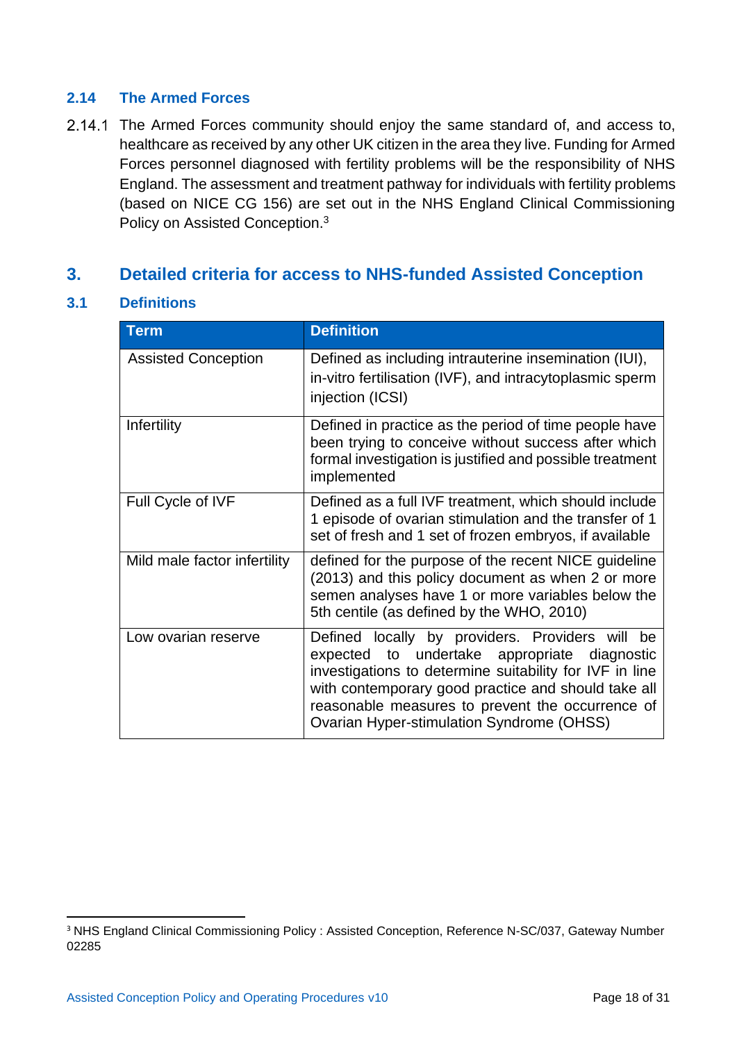### 2.14 The Armed Forces

2.14.1 The Armed Forces community should enjoy the same standard of, and access to, healthcare as received by any other UK citizen in the area they live. Funding for Armed Forces personnel diagnosed with fertility problems will be the responsibility of NHS England. The assessment and treatment pathway for individuals with fertility problems (based on NICE CG 156) are set out in the NHS England Clinical Commissioning Policy on Assisted Conception.[3]

## 3. Detailed criteria for access to NHS-funded Assisted Conception

### 3.1 Definitions

| Term | Definition |
|---|---|
| Assisted Conception | Defined as including intrauterine insemination (IUI), in-vitro fertilisation (IVF), and intracytoplasmic sperm injection (ICSI) |
| Infertility | Defined in practice as the period of time people have been trying to conceive without success after which formal investigation is justified and possible treatment implemented |
| Full Cycle of IVF | Defined as a full IVF treatment, which should include 1 episode of ovarian stimulation and the transfer of 1 set of fresh and 1 set of frozen embryos, if available |
| Mild male factor infertility | defined for the purpose of the recent NICE guideline (2013) and this policy document as when 2 or more semen analyses have 1 or more variables below the 5th centile (as defined by the WHO, 2010) |
| Low ovarian reserve | Defined locally by providers. Providers will be expected to undertake appropriate diagnostic investigations to determine suitability for IVF in line with contemporary good practice and should take all reasonable measures to prevent the occurrence of Ovarian Hyper-stimulation Syndrome (OHSS) |

[3] NHS England Clinical Commissioning Policy : Assisted Conception, Reference N-SC/037, Gateway Number 02285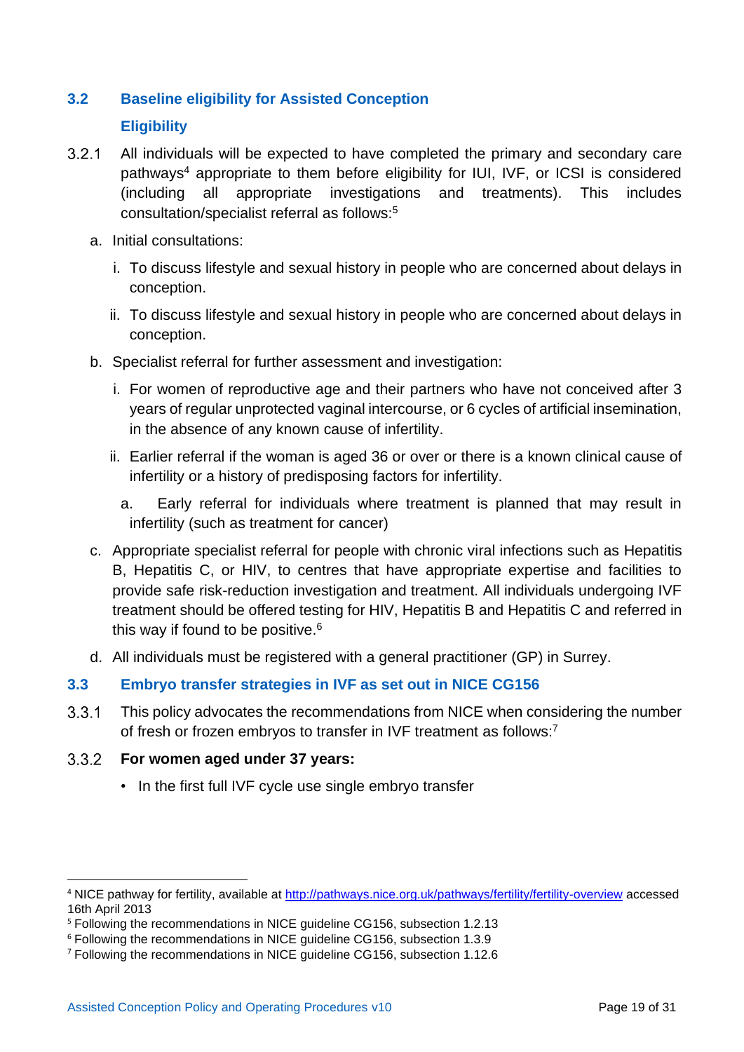## 3.2 Baseline eligibility for Assisted Conception

### Eligibility

3.2.1 All individuals will be expected to have completed the primary and secondary care pathways[4] appropriate to them before eligibility for IUI, IVF, or ICSI is considered (including all appropriate investigations and treatments). This includes consultation/specialist referral as follows:[5]

a. Initial consultations:

   i. To discuss lifestyle and sexual history in people who are concerned about delays in conception.

   ii. To discuss lifestyle and sexual history in people who are concerned about delays in conception.

b. Specialist referral for further assessment and investigation:

   i. For women of reproductive age and their partners who have not conceived after 3 years of regular unprotected vaginal intercourse, or 6 cycles of artificial insemination, in the absence of any known cause of infertility.

   ii. Earlier referral if the woman is aged 36 or over or there is a known clinical cause of infertility or a history of predisposing factors for infertility.

      a. Early referral for individuals where treatment is planned that may result in infertility (such as treatment for cancer)

c. Appropriate specialist referral for people with chronic viral infections such as Hepatitis B, Hepatitis C, or HIV, to centres that have appropriate expertise and facilities to provide safe risk-reduction investigation and treatment. All individuals undergoing IVF treatment should be offered testing for HIV, Hepatitis B and Hepatitis C and referred in this way if found to be positive.[6]

d. All individuals must be registered with a general practitioner (GP) in Surrey.

## 3.3 Embryo transfer strategies in IVF as set out in NICE CG156

3.3.1 This policy advocates the recommendations from NICE when considering the number of fresh or frozen embryos to transfer in IVF treatment as follows:[7]

3.3.2 **For women aged under 37 years:**

- In the first full IVF cycle use single embryo transfer

---

[4] NICE pathway for fertility, available at [http://pathways.nice.org.uk/pathways/fertility/fertility-overview](http://pathways.nice.org.uk/pathways/fertility/fertility-overview) accessed 16th April 2013

[5] Following the recommendations in NICE guideline CG156, subsection 1.2.13

[6] Following the recommendations in NICE guideline CG156, subsection 1.3.9

[7] Following the recommendations in NICE guideline CG156, subsection 1.12.6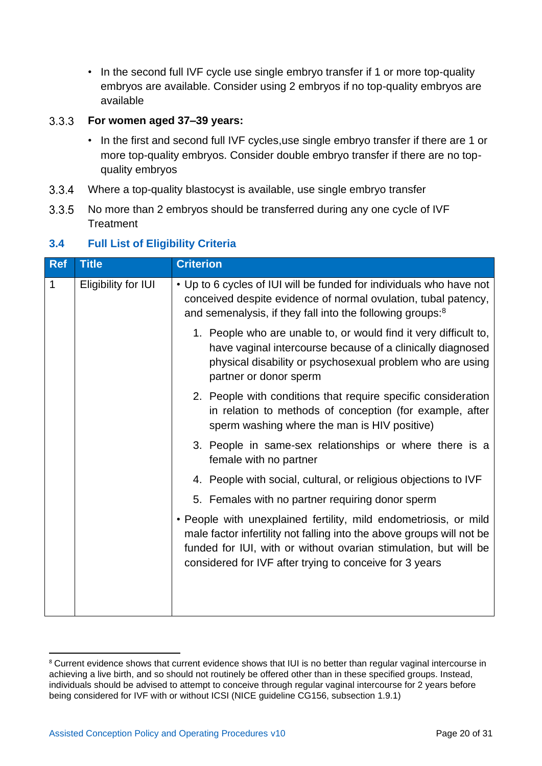- In the second full IVF cycle use single embryo transfer if 1 or more top-quality embryos are available. Consider using 2 embryos if no top-quality embryos are available

3.3.3 **For women aged 37–39 years:**

- In the first and second full IVF cycles,use single embryo transfer if there are 1 or more top-quality embryos. Consider double embryo transfer if there are no top-quality embryos

3.3.4 Where a top-quality blastocyst is available, use single embryo transfer

3.3.5 No more than 2 embryos should be transferred during any one cycle of IVF Treatment

## 3.4 Full List of Eligibility Criteria

| Ref | Title | Criterion |
|---|---|---|
| 1 | Eligibility for IUI | • Up to 6 cycles of IUI will be funded for individuals who have not conceived despite evidence of normal ovulation, tubal patency, and semenalysis, if they fall into the following groups:[8]<br>1. People who are unable to, or would find it very difficult to, have vaginal intercourse because of a clinically diagnosed physical disability or psychosexual problem who are using partner or donor sperm<br>2. People with conditions that require specific consideration in relation to methods of conception (for example, after sperm washing where the man is HIV positive)<br>3. People in same-sex relationships or where there is a female with no partner<br>4. People with social, cultural, or religious objections to IVF<br>5. Females with no partner requiring donor sperm<br>• People with unexplained fertility, mild endometriosis, or mild male factor infertility not falling into the above groups will not be funded for IUI, with or without ovarian stimulation, but will be considered for IVF after trying to conceive for 3 years |

[8] Current evidence shows that current evidence shows that IUI is no better than regular vaginal intercourse in achieving a live birth, and so should not routinely be offered other than in these specified groups. Instead, individuals should be advised to attempt to conceive through regular vaginal intercourse for 2 years before being considered for IVF with or without ICSI (NICE guideline CG156, subsection 1.9.1)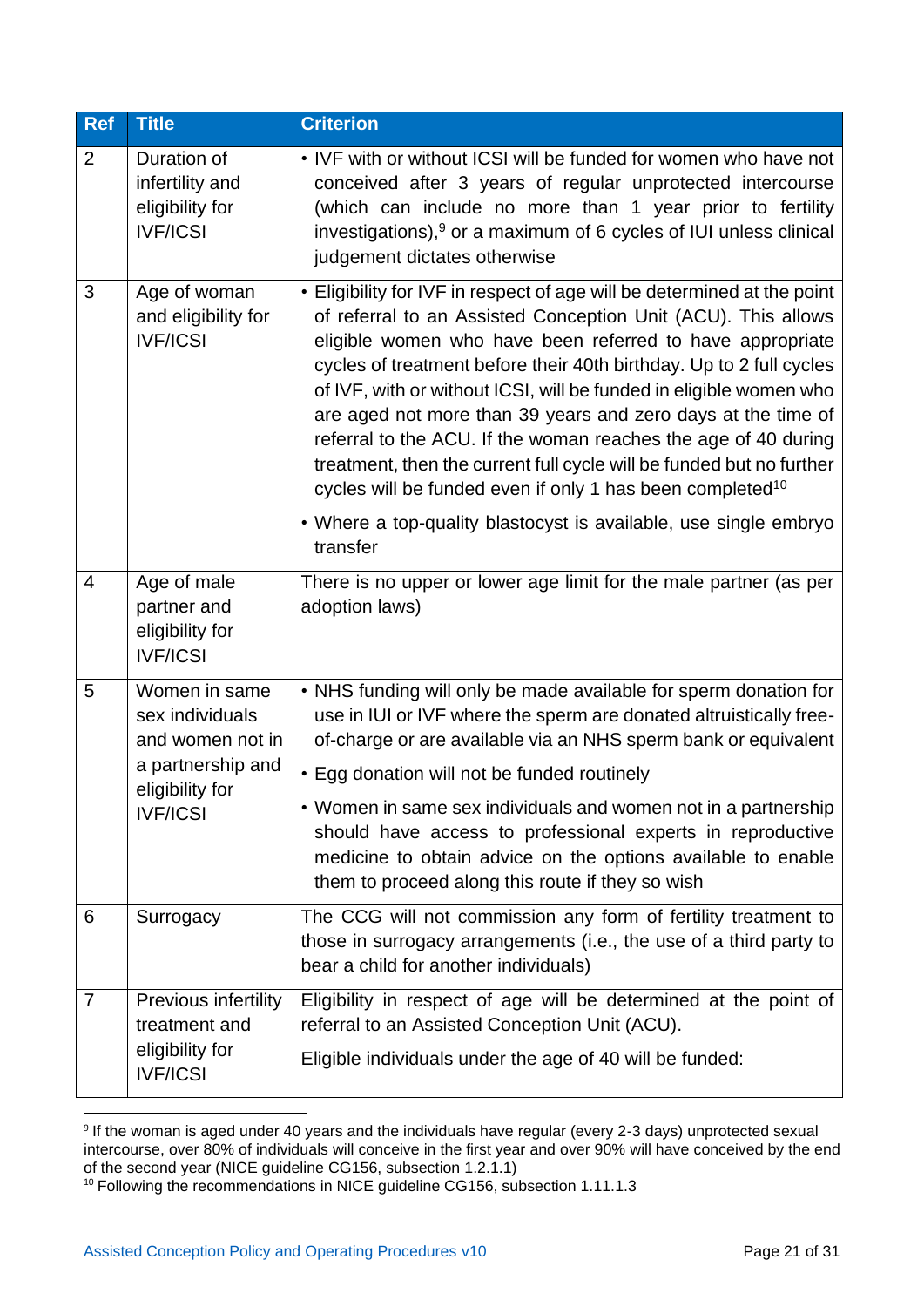| Ref | Title | Criterion |
|---|---|---|
| 2 | Duration of infertility and eligibility for IVF/ICSI | • IVF with or without ICSI will be funded for women who have not conceived after 3 years of regular unprotected intercourse (which can include no more than 1 year prior to fertility investigations),[9] or a maximum of 6 cycles of IUI unless clinical judgement dictates otherwise |
| 3 | Age of woman and eligibility for IVF/ICSI | • Eligibility for IVF in respect of age will be determined at the point of referral to an Assisted Conception Unit (ACU). This allows eligible women who have been referred to have appropriate cycles of treatment before their 40th birthday. Up to 2 full cycles of IVF, with or without ICSI, will be funded in eligible women who are aged not more than 39 years and zero days at the time of referral to the ACU. If the woman reaches the age of 40 during treatment, then the current full cycle will be funded but no further cycles will be funded even if only 1 has been completed[10]<br>• Where a top-quality blastocyst is available, use single embryo transfer |
| 4 | Age of male partner and eligibility for IVF/ICSI | There is no upper or lower age limit for the male partner (as per adoption laws) |
| 5 | Women in same sex individuals and women not in a partnership and eligibility for IVF/ICSI | • NHS funding will only be made available for sperm donation for use in IUI or IVF where the sperm are donated altruistically free-of-charge or are available via an NHS sperm bank or equivalent<br>• Egg donation will not be funded routinely<br>• Women in same sex individuals and women not in a partnership should have access to professional experts in reproductive medicine to obtain advice on the options available to enable them to proceed along this route if they so wish |
| 6 | Surrogacy | The CCG will not commission any form of fertility treatment to those in surrogacy arrangements (i.e., the use of a third party to bear a child for another individuals) |
| 7 | Previous infertility treatment and eligibility for IVF/ICSI | Eligibility in respect of age will be determined at the point of referral to an Assisted Conception Unit (ACU).<br>Eligible individuals under the age of 40 will be funded: |

[9] If the woman is aged under 40 years and the individuals have regular (every 2-3 days) unprotected sexual intercourse, over 80% of individuals will conceive in the first year and over 90% will have conceived by the end of the second year (NICE guideline CG156, subsection 1.2.1.1)

[10] Following the recommendations in NICE guideline CG156, subsection 1.11.1.3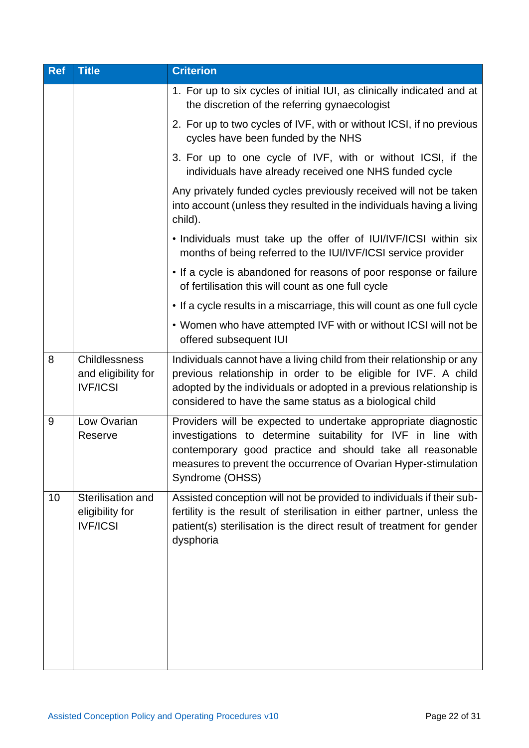| Ref | Title | Criterion |
|---|---|---|
| | | 1. For up to six cycles of initial IUI, as clinically indicated and at the discretion of the referring gynaecologist<br>2. For up to two cycles of IVF, with or without ICSI, if no previous cycles have been funded by the NHS<br>3. For up to one cycle of IVF, with or without ICSI, if the individuals have already received one NHS funded cycle<br><br>Any privately funded cycles previously received will not be taken into account (unless they resulted in the individuals having a living child).<br><br>• Individuals must take up the offer of IUI/IVF/ICSI within six months of being referred to the IUI/IVF/ICSI service provider<br>• If a cycle is abandoned for reasons of poor response or failure of fertilisation this will count as one full cycle<br>• If a cycle results in a miscarriage, this will count as one full cycle<br>• Women who have attempted IVF with or without ICSI will not be offered subsequent IUI |
| 8 | Childlessness and eligibility for IVF/ICSI | Individuals cannot have a living child from their relationship or any previous relationship in order to be eligible for IVF. A child adopted by the individuals or adopted in a previous relationship is considered to have the same status as a biological child |
| 9 | Low Ovarian Reserve | Providers will be expected to undertake appropriate diagnostic investigations to determine suitability for IVF in line with contemporary good practice and should take all reasonable measures to prevent the occurrence of Ovarian Hyper-stimulation Syndrome (OHSS) |
| 10 | Sterilisation and eligibility for IVF/ICSI | Assisted conception will not be provided to individuals if their sub-fertility is the result of sterilisation in either partner, unless the patient(s) sterilisation is the direct result of treatment for gender dysphoria |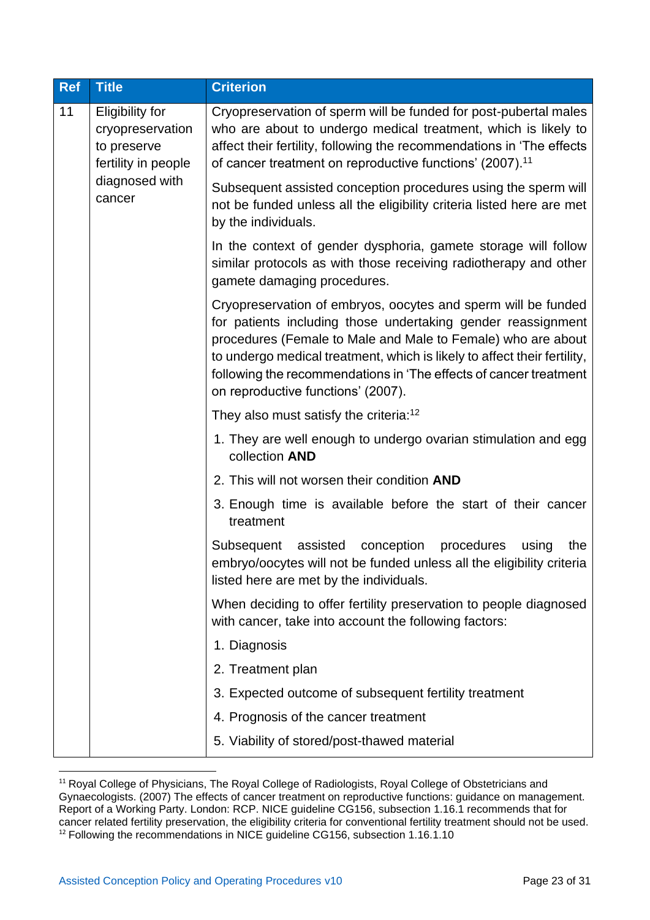| Ref | Title | Criterion |
| --- | --- | --- |
| 11 | Eligibility for cryopreservation to preserve fertility in people diagnosed with cancer | Cryopreservation of sperm will be funded for post-pubertal males who are about to undergo medical treatment, which is likely to affect their fertility, following the recommendations in 'The effects of cancer treatment on reproductive functions' (2007).[11]<br><br>Subsequent assisted conception procedures using the sperm will not be funded unless all the eligibility criteria listed here are met by the individuals.<br><br>In the context of gender dysphoria, gamete storage will follow similar protocols as with those receiving radiotherapy and other gamete damaging procedures.<br><br>Cryopreservation of embryos, oocytes and sperm will be funded for patients including those undertaking gender reassignment procedures (Female to Male and Male to Female) who are about to undergo medical treatment, which is likely to affect their fertility, following the recommendations in 'The effects of cancer treatment on reproductive functions' (2007).<br><br>They also must satisfy the criteria:[12]<br><br>1. They are well enough to undergo ovarian stimulation and egg collection **AND**<br>2. This will not worsen their condition **AND**<br>3. Enough time is available before the start of their cancer treatment<br><br>Subsequent assisted conception procedures using the embryo/oocytes will not be funded unless all the eligibility criteria listed here are met by the individuals.<br><br>When deciding to offer fertility preservation to people diagnosed with cancer, take into account the following factors:<br><br>1. Diagnosis<br>2. Treatment plan<br>3. Expected outcome of subsequent fertility treatment<br>4. Prognosis of the cancer treatment<br>5. Viability of stored/post-thawed material |

[11] Royal College of Physicians, The Royal College of Radiologists, Royal College of Obstetricians and Gynaecologists. (2007) The effects of cancer treatment on reproductive functions: guidance on management. Report of a Working Party. London: RCP. NICE guideline CG156, subsection 1.16.1 recommends that for cancer related fertility preservation, the eligibility criteria for conventional fertility treatment should not be used.

[12] Following the recommendations in NICE guideline CG156, subsection 1.16.1.10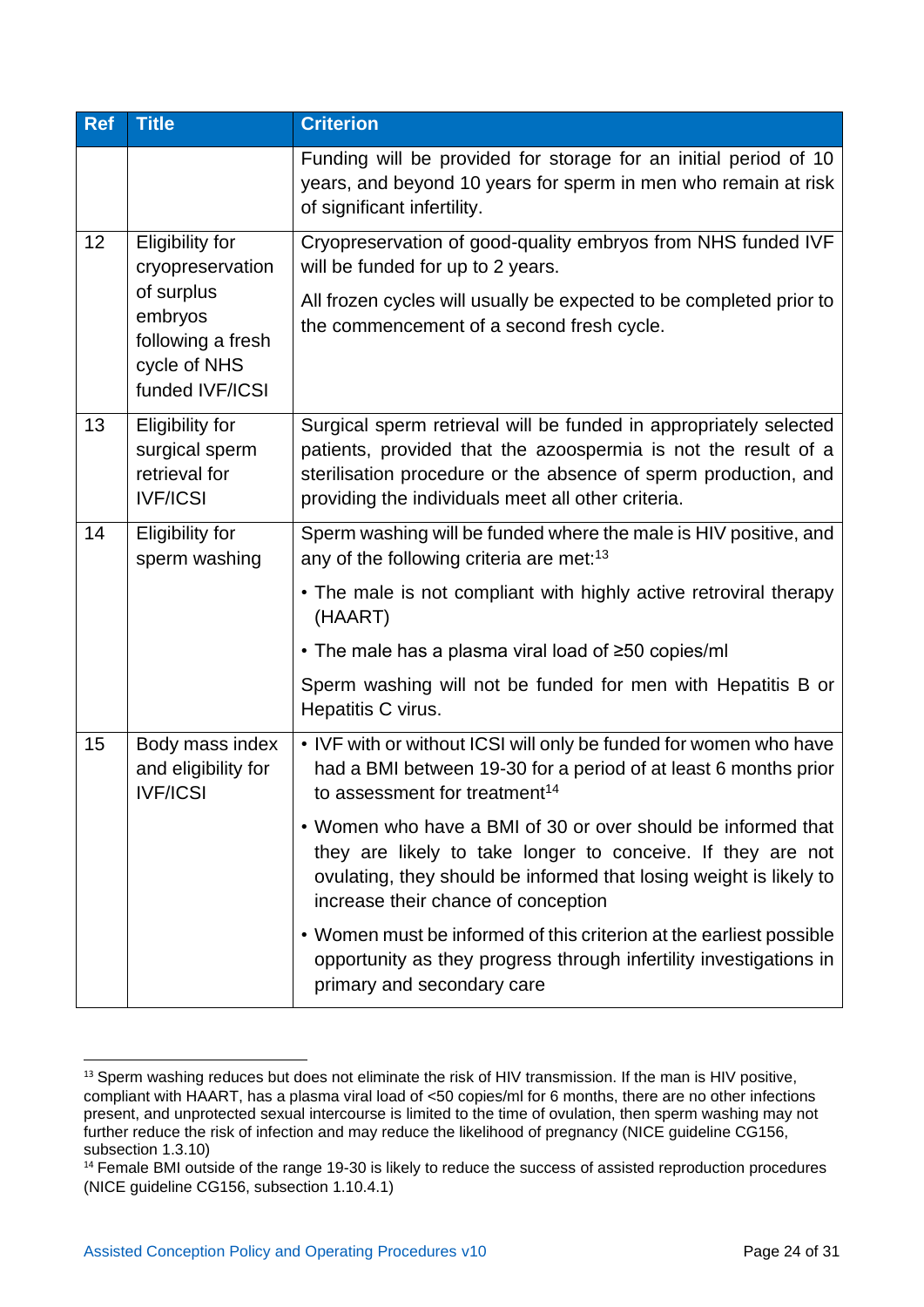| Ref | Title | Criterion |
|---|---|---|
| | | Funding will be provided for storage for an initial period of 10 years, and beyond 10 years for sperm in men who remain at risk of significant infertility. |
| 12 | Eligibility for cryopreservation of surplus embryos following a fresh cycle of NHS funded IVF/ICSI | Cryopreservation of good-quality embryos from NHS funded IVF will be funded for up to 2 years.<br><br>All frozen cycles will usually be expected to be completed prior to the commencement of a second fresh cycle. |
| 13 | Eligibility for surgical sperm retrieval for IVF/ICSI | Surgical sperm retrieval will be funded in appropriately selected patients, provided that the azoospermia is not the result of a sterilisation procedure or the absence of sperm production, and providing the individuals meet all other criteria. |
| 14 | Eligibility for sperm washing | Sperm washing will be funded where the male is HIV positive, and any of the following criteria are met:[13]<br><br>• The male is not compliant with highly active retroviral therapy (HAART)<br><br>• The male has a plasma viral load of ≥50 copies/ml<br><br>Sperm washing will not be funded for men with Hepatitis B or Hepatitis C virus. |
| 15 | Body mass index and eligibility for IVF/ICSI | • IVF with or without ICSI will only be funded for women who have had a BMI between 19-30 for a period of at least 6 months prior to assessment for treatment[14]<br><br>• Women who have a BMI of 30 or over should be informed that they are likely to take longer to conceive. If they are not ovulating, they should be informed that losing weight is likely to increase their chance of conception<br><br>• Women must be informed of this criterion at the earliest possible opportunity as they progress through infertility investigations in primary and secondary care |

[13] Sperm washing reduces but does not eliminate the risk of HIV transmission. If the man is HIV positive, compliant with HAART, has a plasma viral load of <50 copies/ml for 6 months, there are no other infections present, and unprotected sexual intercourse is limited to the time of ovulation, then sperm washing may not further reduce the risk of infection and may reduce the likelihood of pregnancy (NICE guideline CG156, subsection 1.3.10)

[14] Female BMI outside of the range 19-30 is likely to reduce the success of assisted reproduction procedures (NICE guideline CG156, subsection 1.10.4.1)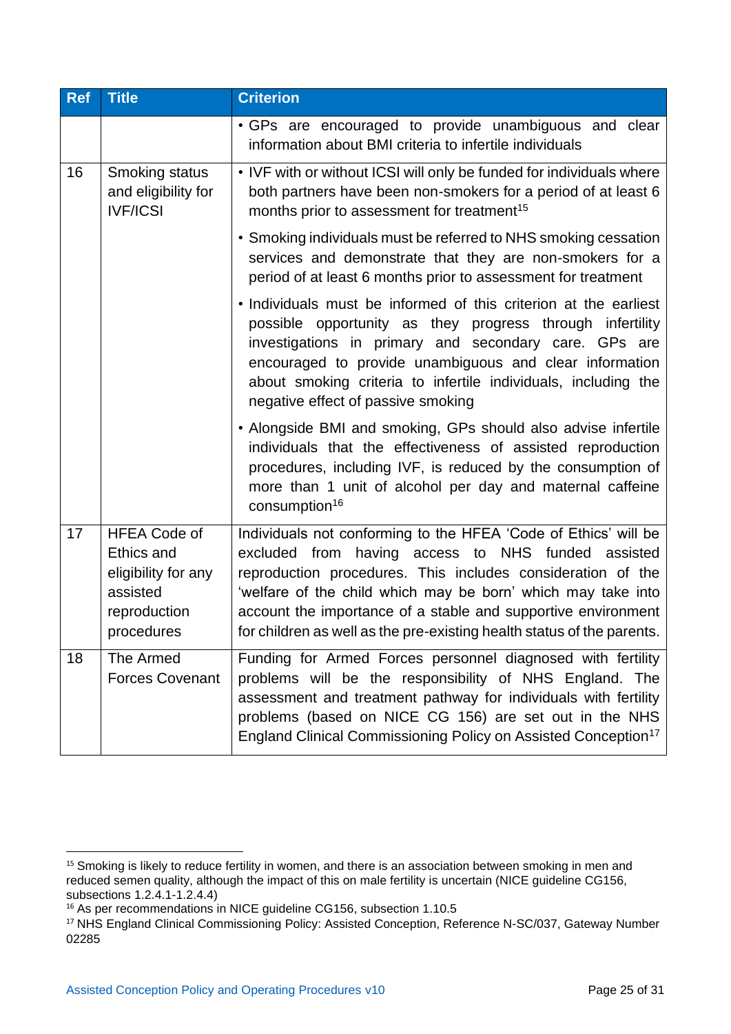| Ref | Title | Criterion |
|---|---|---|
| | | • GPs are encouraged to provide unambiguous and clear information about BMI criteria to infertile individuals |
| 16 | Smoking status and eligibility for IVF/ICSI | • IVF with or without ICSI will only be funded for individuals where both partners have been non-smokers for a period of at least 6 months prior to assessment for treatment[15]<br><br>• Smoking individuals must be referred to NHS smoking cessation services and demonstrate that they are non-smokers for a period of at least 6 months prior to assessment for treatment<br><br>• Individuals must be informed of this criterion at the earliest possible opportunity as they progress through infertility investigations in primary and secondary care. GPs are encouraged to provide unambiguous and clear information about smoking criteria to infertile individuals, including the negative effect of passive smoking<br><br>• Alongside BMI and smoking, GPs should also advise infertile individuals that the effectiveness of assisted reproduction procedures, including IVF, is reduced by the consumption of more than 1 unit of alcohol per day and maternal caffeine consumption[16] |
| 17 | HFEA Code of Ethics and eligibility for any assisted reproduction procedures | Individuals not conforming to the HFEA 'Code of Ethics' will be excluded from having access to NHS funded assisted reproduction procedures. This includes consideration of the 'welfare of the child which may be born' which may take into account the importance of a stable and supportive environment for children as well as the pre-existing health status of the parents. |
| 18 | The Armed Forces Covenant | Funding for Armed Forces personnel diagnosed with fertility problems will be the responsibility of NHS England. The assessment and treatment pathway for individuals with fertility problems (based on NICE CG 156) are set out in the NHS England Clinical Commissioning Policy on Assisted Conception[17] |

[15] Smoking is likely to reduce fertility in women, and there is an association between smoking in men and reduced semen quality, although the impact of this on male fertility is uncertain (NICE guideline CG156, subsections 1.2.4.1-1.2.4.4)

[16] As per recommendations in NICE guideline CG156, subsection 1.10.5

[17] NHS England Clinical Commissioning Policy: Assisted Conception, Reference N-SC/037, Gateway Number 02285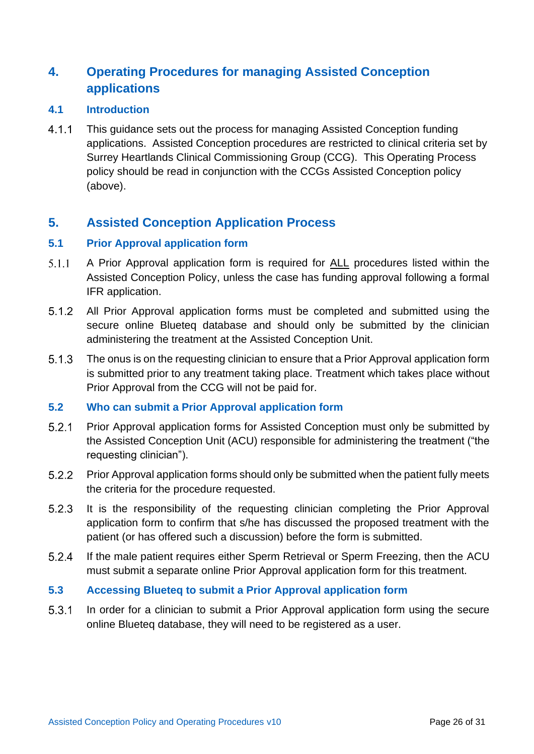## 4. Operating Procedures for managing Assisted Conception applications

### 4.1 Introduction

4.1.1 This guidance sets out the process for managing Assisted Conception funding applications. Assisted Conception procedures are restricted to clinical criteria set by Surrey Heartlands Clinical Commissioning Group (CCG). This Operating Process policy should be read in conjunction with the CCGs Assisted Conception policy (above).

## 5. Assisted Conception Application Process

### 5.1 Prior Approval application form

5.1.1 A Prior Approval application form is required for <u>ALL</u> procedures listed within the Assisted Conception Policy, unless the case has funding approval following a formal IFR application.

5.1.2 All Prior Approval application forms must be completed and submitted using the secure online Blueteq database and should only be submitted by the clinician administering the treatment at the Assisted Conception Unit.

5.1.3 The onus is on the requesting clinician to ensure that a Prior Approval application form is submitted prior to any treatment taking place. Treatment which takes place without Prior Approval from the CCG will not be paid for.

### 5.2 Who can submit a Prior Approval application form

5.2.1 Prior Approval application forms for Assisted Conception must only be submitted by the Assisted Conception Unit (ACU) responsible for administering the treatment ("the requesting clinician").

5.2.2 Prior Approval application forms should only be submitted when the patient fully meets the criteria for the procedure requested.

5.2.3 It is the responsibility of the requesting clinician completing the Prior Approval application form to confirm that s/he has discussed the proposed treatment with the patient (or has offered such a discussion) before the form is submitted.

5.2.4 If the male patient requires either Sperm Retrieval or Sperm Freezing, then the ACU must submit a separate online Prior Approval application form for this treatment.

### 5.3 Accessing Blueteq to submit a Prior Approval application form

5.3.1 In order for a clinician to submit a Prior Approval application form using the secure online Blueteq database, they will need to be registered as a user.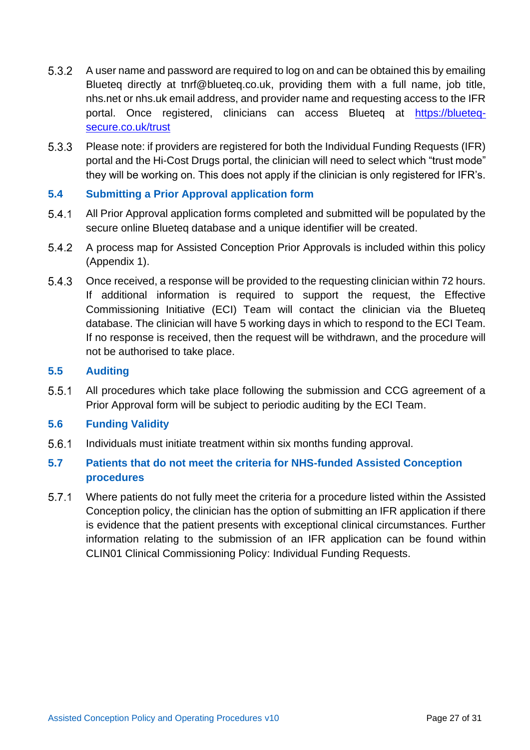5.3.2 A user name and password are required to log on and can be obtained this by emailing Blueteq directly at tnrf@blueteq.co.uk, providing them with a full name, job title, nhs.net or nhs.uk email address, and provider name and requesting access to the IFR portal. Once registered, clinicians can access Blueteq at [https://blueteq-secure.co.uk/trust](https://blueteq-secure.co.uk/trust)

5.3.3 Please note: if providers are registered for both the Individual Funding Requests (IFR) portal and the Hi-Cost Drugs portal, the clinician will need to select which "trust mode" they will be working on. This does not apply if the clinician is only registered for IFR's.

### 5.4 Submitting a Prior Approval application form

5.4.1 All Prior Approval application forms completed and submitted will be populated by the secure online Blueteq database and a unique identifier will be created.

5.4.2 A process map for Assisted Conception Prior Approvals is included within this policy (Appendix 1).

5.4.3 Once received, a response will be provided to the requesting clinician within 72 hours. If additional information is required to support the request, the Effective Commissioning Initiative (ECI) Team will contact the clinician via the Blueteq database. The clinician will have 5 working days in which to respond to the ECI Team. If no response is received, then the request will be withdrawn, and the procedure will not be authorised to take place.

### 5.5 Auditing

5.5.1 All procedures which take place following the submission and CCG agreement of a Prior Approval form will be subject to periodic auditing by the ECI Team.

### 5.6 Funding Validity

5.6.1 Individuals must initiate treatment within six months funding approval.

### 5.7 Patients that do not meet the criteria for NHS-funded Assisted Conception procedures

5.7.1 Where patients do not fully meet the criteria for a procedure listed within the Assisted Conception policy, the clinician has the option of submitting an IFR application if there is evidence that the patient presents with exceptional clinical circumstances. Further information relating to the submission of an IFR application can be found within CLIN01 Clinical Commissioning Policy: Individual Funding Requests.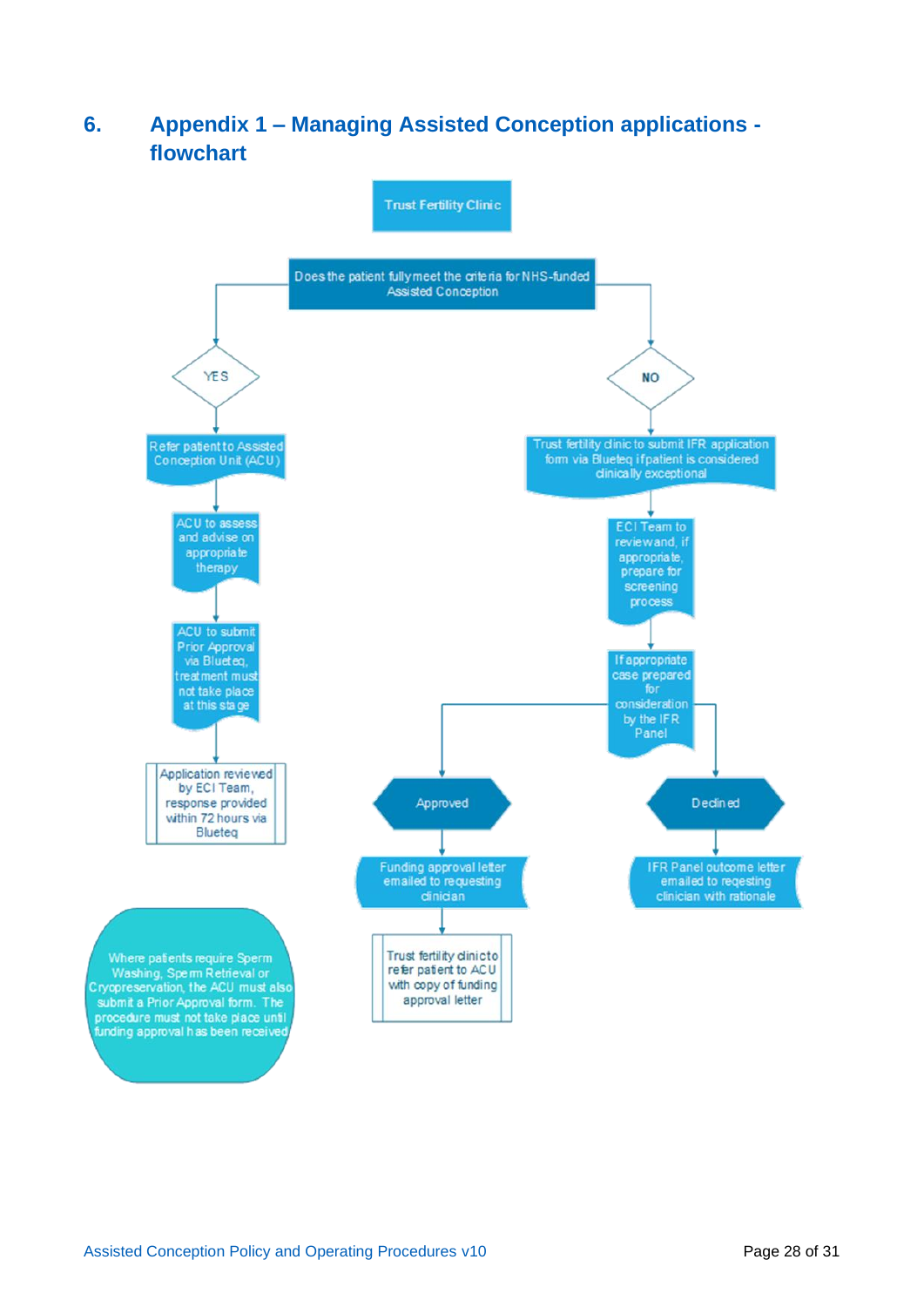## 6. Appendix 1 – Managing Assisted Conception applications - flowchart

Trust Fertility Clinic

Does the patient fully meet the criteria for NHS-funded Assisted Conception

**YES**

- Refer patient to Assisted Conception Unit (ACU)
- ACU to assess and advise on appropriate therapy
- ACU to submit Prior Approval via Blueteq, treatment must not take place at this stage
- Application reviewed by ECI Team, response provided within 72 hours via Blueteq

**NO**

- Trust fertility clinic to submit IFR application form via Blueteq if patient is considered clinically exceptional
- ECI Team to review and, if appropriate, prepare for screening process
- If appropriate case prepared for consideration by the IFR Panel

**Approved**

- Funding approval letter emailed to requesting clinician
- Trust fertility clinic to refer patient to ACU with copy of funding approval letter

**Declined**

- IFR Panel outcome letter emailed to reqesting clinician with rationale

Where patients require Sperm Washing, Sperm Retrieval or Cryopreservation, the ACU must also submit a Prior Approval form. The procedure must not take place until funding approval has been received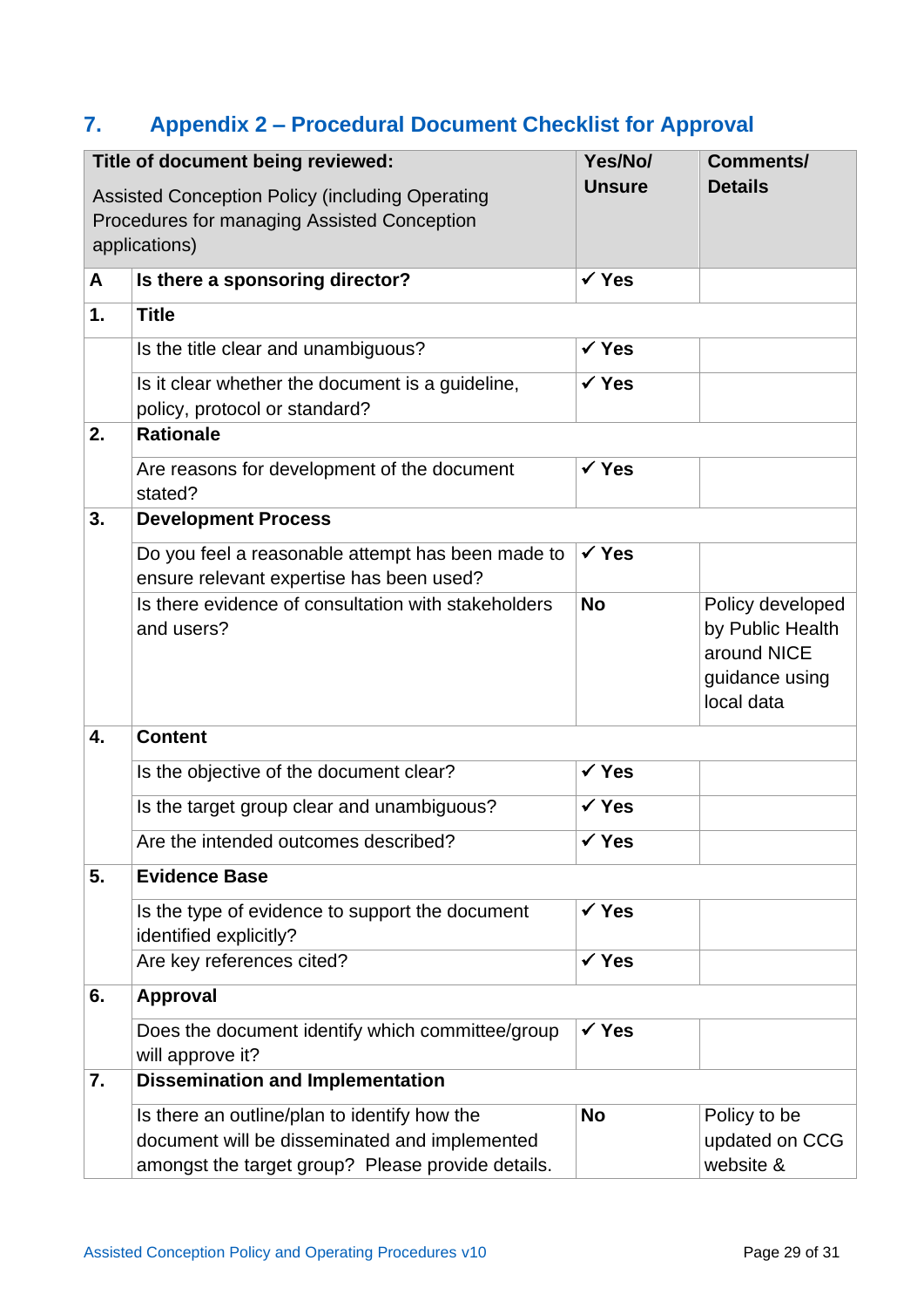## 7. Appendix 2 – Procedural Document Checklist for Approval

| | **Title of document being reviewed:** Assisted Conception Policy (including Operating Procedures for managing Assisted Conception applications) | **Yes/No/ Unsure** | **Comments/ Details** |
|---|---|---|---|
| **A** | **Is there a sponsoring director?** | ✓ **Yes** | |
| **1.** | **Title** | | |
| | Is the title clear and unambiguous? | ✓ **Yes** | |
| | Is it clear whether the document is a guideline, policy, protocol or standard? | ✓ **Yes** | |
| **2.** | **Rationale** | | |
| | Are reasons for development of the document stated? | ✓ **Yes** | |
| **3.** | **Development Process** | | |
| | Do you feel a reasonable attempt has been made to ensure relevant expertise has been used? | ✓ **Yes** | |
| | Is there evidence of consultation with stakeholders and users? | **No** | Policy developed by Public Health around NICE guidance using local data |
| **4.** | **Content** | | |
| | Is the objective of the document clear? | ✓ **Yes** | |
| | Is the target group clear and unambiguous? | ✓ **Yes** | |
| | Are the intended outcomes described? | ✓ **Yes** | |
| **5.** | **Evidence Base** | | |
| | Is the type of evidence to support the document identified explicitly? | ✓ **Yes** | |
| | Are key references cited? | ✓ **Yes** | |
| **6.** | **Approval** | | |
| | Does the document identify which committee/group will approve it? | ✓ **Yes** | |
| **7.** | **Dissemination and Implementation** | | |
| | Is there an outline/plan to identify how the document will be disseminated and implemented amongst the target group? Please provide details. | **No** | Policy to be updated on CCG website & |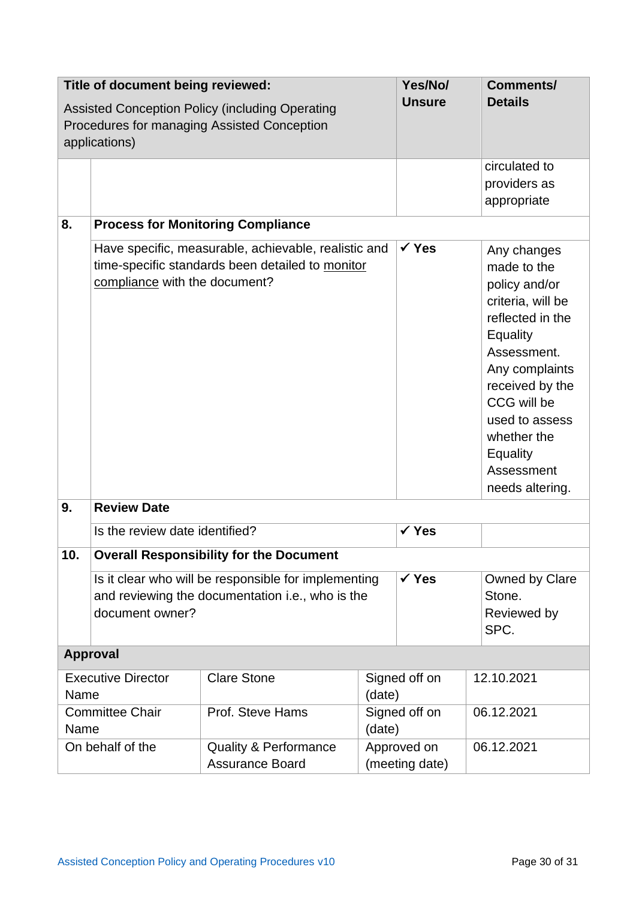| | Title of document being reviewed:<br>Assisted Conception Policy (including Operating Procedures for managing Assisted Conception applications) | Yes/No/ Unsure | Comments/ Details |
|---|---|---|---|
| | | | circulated to providers as appropriate |
| **8.** | **Process for Monitoring Compliance** | | |
| | Have specific, measurable, achievable, realistic and time-specific standards been detailed to monitor compliance with the document? | ✓ **Yes** | Any changes made to the policy and/or criteria, will be reflected in the Equality Assessment. Any complaints received by the CCG will be used to assess whether the Equality Assessment needs altering. |
| **9.** | **Review Date** | | |
| | Is the review date identified? | ✓ **Yes** | |
| **10.** | **Overall Responsibility for the Document** | | |
| | Is it clear who will be responsible for implementing and reviewing the documentation i.e., who is the document owner? | ✓ **Yes** | Owned by Clare Stone. Reviewed by SPC. |

**Approval**

| | | | |
|---|---|---|---|
| Executive Director Name | Clare Stone | Signed off on (date) | 12.10.2021 |
| Committee Chair Name | Prof. Steve Hams | Signed off on (date) | 06.12.2021 |
| On behalf of the | Quality & Performance Assurance Board | Approved on (meeting date) | 06.12.2021 |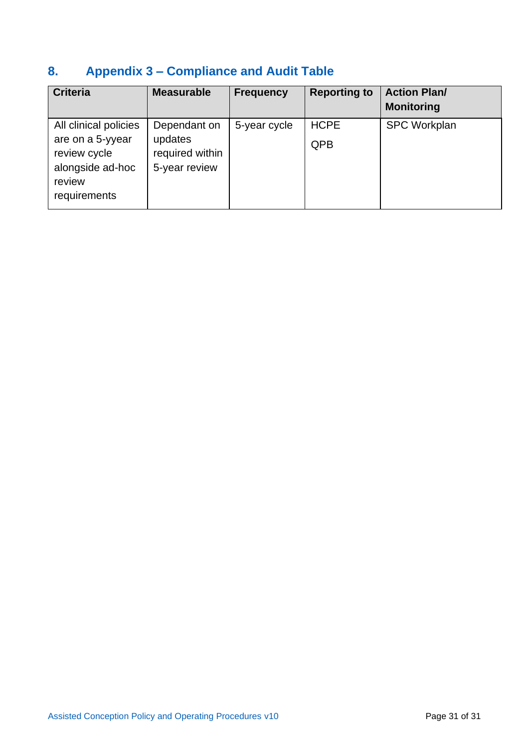## 8. Appendix 3 – Compliance and Audit Table

| Criteria | Measurable | Frequency | Reporting to | Action Plan/ Monitoring |
|---|---|---|---|---|
| All clinical policies are on a 5-yyear review cycle alongside ad-hoc review requirements | Dependant on updates required within 5-year review | 5-year cycle | HCPE<br>QPB | SPC Workplan |